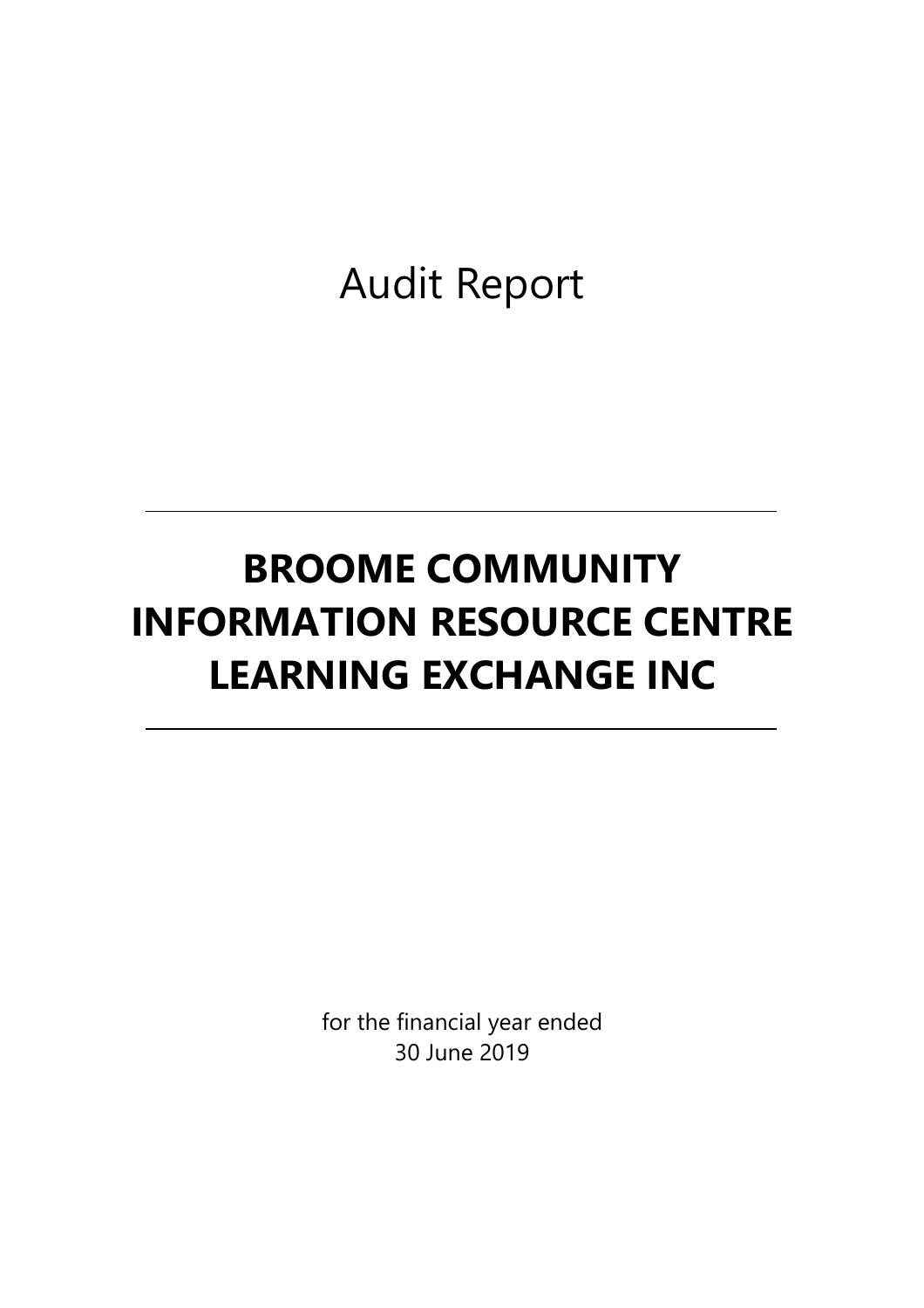Audit Report

---

# BROOME COMMUNITY INFORMATION RESOURCE CENTRE LEARNING EXCHANGE INC

---

for the financial year ended
30 June 2019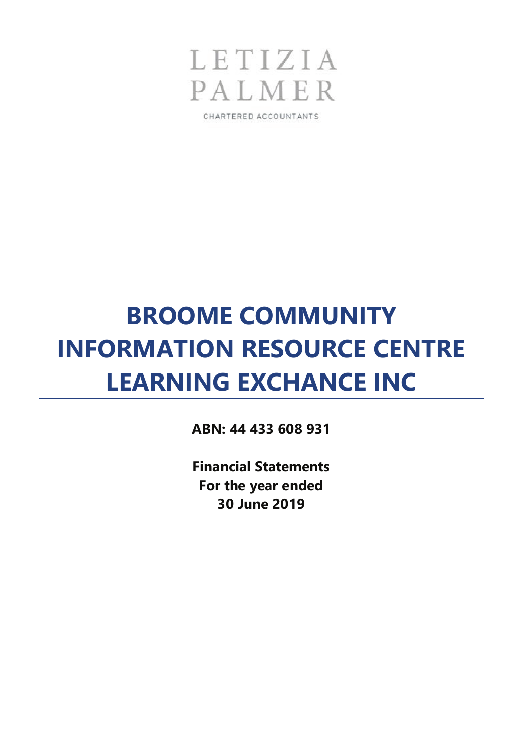LETIZIA
PALMER

CHARTERED ACCOUNTANTS

# BROOME COMMUNITY INFORMATION RESOURCE CENTRE LEARNING EXCHANCE INC

**ABN: 44 433 608 931**

**Financial Statements**
**For the year ended**
**30 June 2019**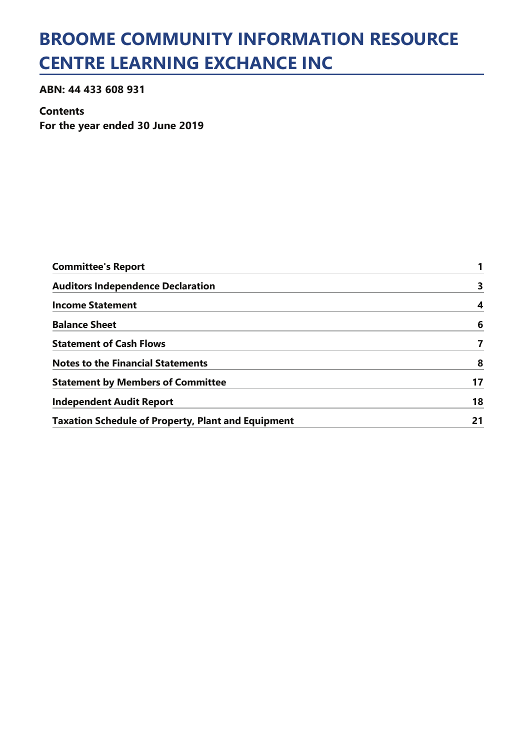# BROOME COMMUNITY INFORMATION RESOURCE CENTRE LEARNING EXCHANCE INC

**ABN: 44 433 608 931**

**Contents**
**For the year ended 30 June 2019**

| | |
|---|---|
| **Committee's Report** | **1** |
| **Auditors Independence Declaration** | **3** |
| **Income Statement** | **4** |
| **Balance Sheet** | **6** |
| **Statement of Cash Flows** | **7** |
| **Notes to the Financial Statements** | **8** |
| **Statement by Members of Committee** | **17** |
| **Independent Audit Report** | **18** |
| **Taxation Schedule of Property, Plant and Equipment** | **21** |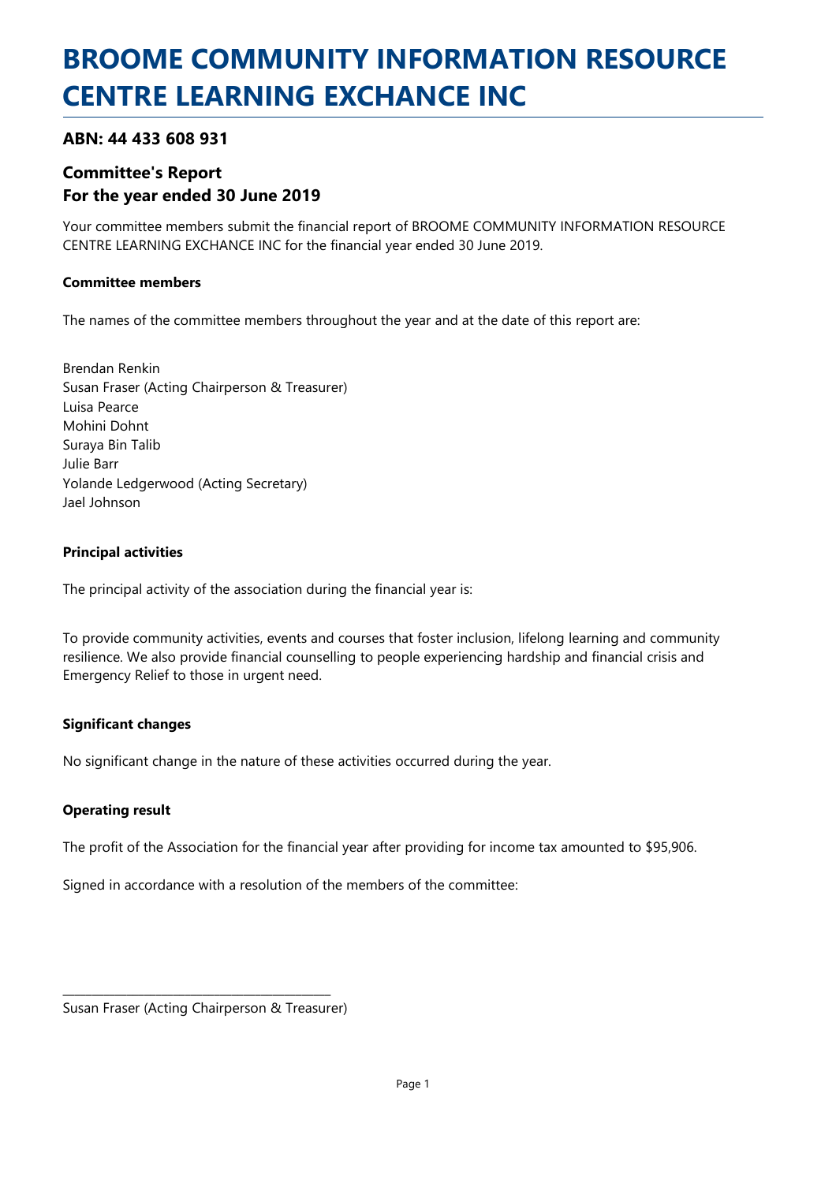# BROOME COMMUNITY INFORMATION RESOURCE CENTRE LEARNING EXCHANCE INC

### ABN: 44 433 608 931

### Committee's Report
### For the year ended 30 June 2019

Your committee members submit the financial report of BROOME COMMUNITY INFORMATION RESOURCE CENTRE LEARNING EXCHANCE INC for the financial year ended 30 June 2019.

**Committee members**

The names of the committee members throughout the year and at the date of this report are:

Brendan Renkin
Susan Fraser (Acting Chairperson & Treasurer)
Luisa Pearce
Mohini Dohnt
Suraya Bin Talib
Julie Barr
Yolande Ledgerwood (Acting Secretary)
Jael Johnson

**Principal activities**

The principal activity of the association during the financial year is:

To provide community activities, events and courses that foster inclusion, lifelong learning and community resilience. We also provide financial counselling to people experiencing hardship and financial crisis and Emergency Relief to those in urgent need.

**Significant changes**

No significant change in the nature of these activities occurred during the year.

**Operating result**

The profit of the Association for the financial year after providing for income tax amounted to $95,906.

Signed in accordance with a resolution of the members of the committee:

\_\_\_\_\_\_\_\_\_\_\_\_\_\_\_\_\_\_\_\_\_\_\_\_\_\_\_\_\_\_\_\_\_\_\_\_\_\_\_\_

Susan Fraser (Acting Chairperson & Treasurer)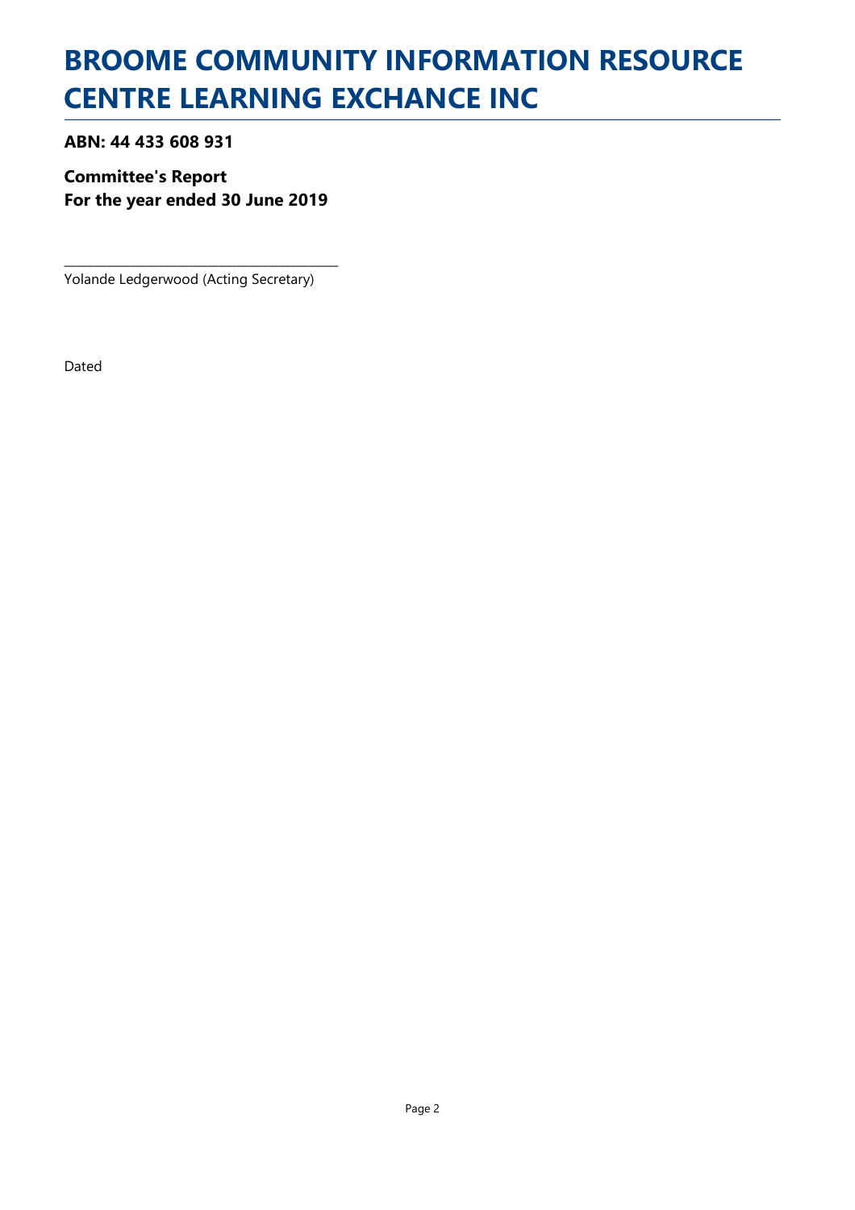# BROOME COMMUNITY INFORMATION RESOURCE CENTRE LEARNING EXCHANCE INC

**ABN: 44 433 608 931**

**Committee's Report**
**For the year ended 30 June 2019**

\_\_\_\_\_\_\_\_\_\_\_\_\_\_\_\_\_\_\_\_\_\_\_\_\_\_\_\_\_\_\_\_\_\_\_\_\_\_\_\_
Yolande Ledgerwood (Acting Secretary)

Dated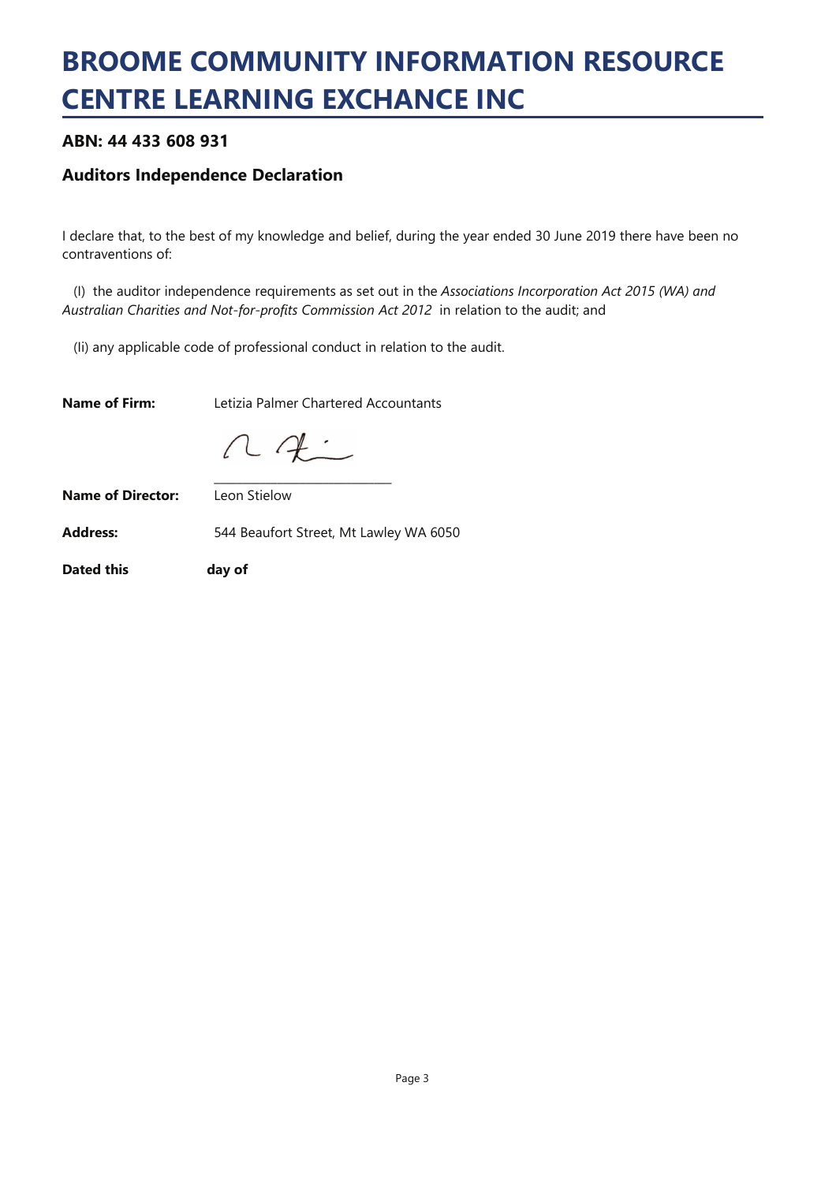# BROOME COMMUNITY INFORMATION RESOURCE CENTRE LEARNING EXCHANCE INC

### ABN: 44 433 608 931

### Auditors Independence Declaration

I declare that, to the best of my knowledge and belief, during the year ended 30 June 2019 there have been no contraventions of:

(I) the auditor independence requirements as set out in the *Associations Incorporation Act 2015 (WA) and Australian Charities and Not-for-profits Commission Act 2012* in relation to the audit; and

(Ii) any applicable code of professional conduct in relation to the audit.

**Name of Firm:** Letizia Palmer Chartered Accountants

\_\_\_\_\_\_\_\_\_\_\_\_\_\_\_\_\_\_\_\_\_\_\_\_\_\_\_\_\_\_

**Name of Director:** Leon Stielow

**Address:** 544 Beaufort Street, Mt Lawley WA 6050

**Dated this day of**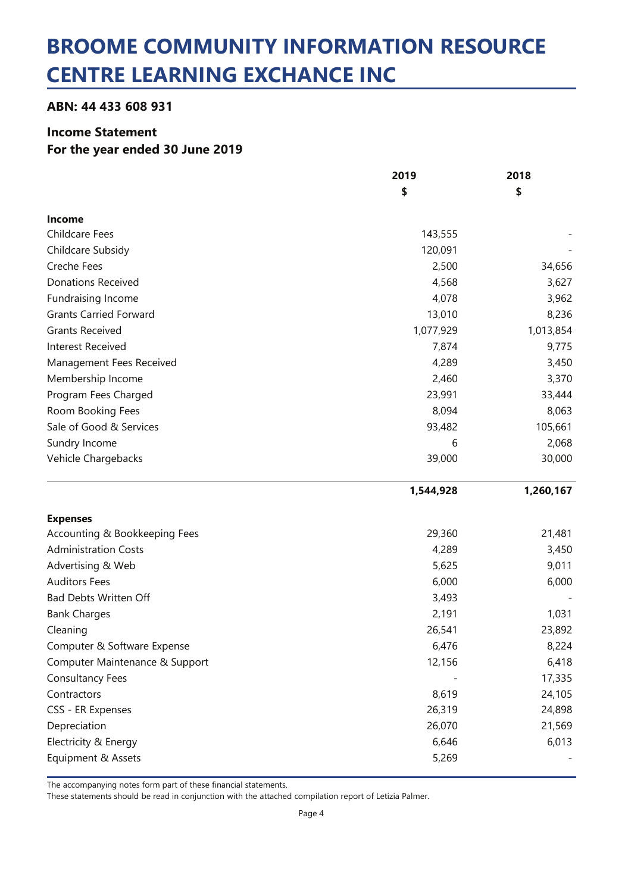# BROOME COMMUNITY INFORMATION RESOURCE CENTRE LEARNING EXCHANCE INC

### ABN: 44 433 608 931

### Income Statement
### For the year ended 30 June 2019

| | 2019 | 2018 |
|---|---|---|
| | $ | $ |
| **Income** | | |
| Childcare Fees | 143,555 | - |
| Childcare Subsidy | 120,091 | - |
| Creche Fees | 2,500 | 34,656 |
| Donations Received | 4,568 | 3,627 |
| Fundraising Income | 4,078 | 3,962 |
| Grants Carried Forward | 13,010 | 8,236 |
| Grants Received | 1,077,929 | 1,013,854 |
| Interest Received | 7,874 | 9,775 |
| Management Fees Received | 4,289 | 3,450 |
| Membership Income | 2,460 | 3,370 |
| Program Fees Charged | 23,991 | 33,444 |
| Room Booking Fees | 8,094 | 8,063 |
| Sale of Good & Services | 93,482 | 105,661 |
| Sundry Income | 6 | 2,068 |
| Vehicle Chargebacks | 39,000 | 30,000 |
| | **1,544,928** | **1,260,167** |
| **Expenses** | | |
| Accounting & Bookkeeping Fees | 29,360 | 21,481 |
| Administration Costs | 4,289 | 3,450 |
| Advertising & Web | 5,625 | 9,011 |
| Auditors Fees | 6,000 | 6,000 |
| Bad Debts Written Off | 3,493 | - |
| Bank Charges | 2,191 | 1,031 |
| Cleaning | 26,541 | 23,892 |
| Computer & Software Expense | 6,476 | 8,224 |
| Computer Maintenance & Support | 12,156 | 6,418 |
| Consultancy Fees | - | 17,335 |
| Contractors | 8,619 | 24,105 |
| CSS - ER Expenses | 26,319 | 24,898 |
| Depreciation | 26,070 | 21,569 |
| Electricity & Energy | 6,646 | 6,013 |
| Equipment & Assets | 5,269 | - |

The accompanying notes form part of these financial statements.
These statements should be read in conjunction with the attached compilation report of Letizia Palmer.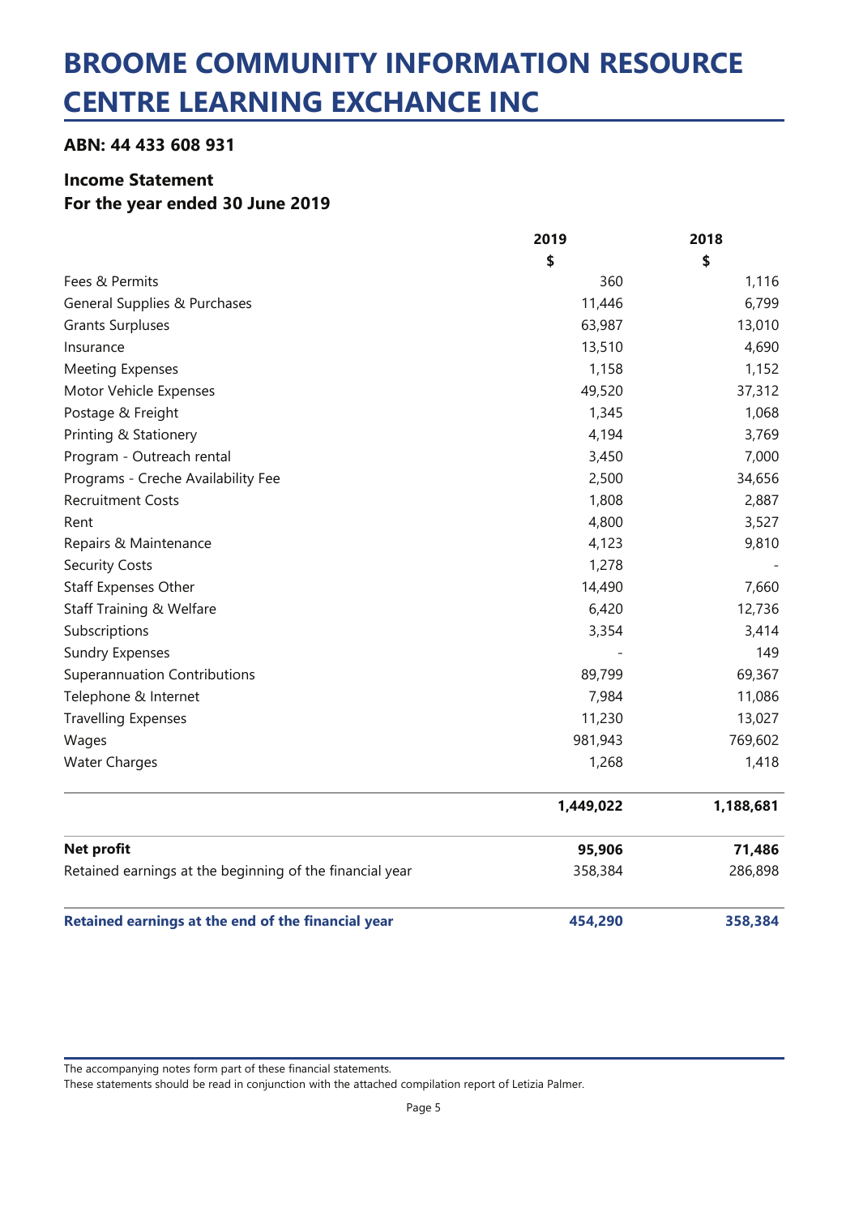# BROOME COMMUNITY INFORMATION RESOURCE CENTRE LEARNING EXCHANCE INC

### ABN: 44 433 608 931

### Income Statement
### For the year ended 30 June 2019

| | 2019 | 2018 |
|---|---|---|
| | $ | $ |
| Fees & Permits | 360 | 1,116 |
| General Supplies & Purchases | 11,446 | 6,799 |
| Grants Surpluses | 63,987 | 13,010 |
| Insurance | 13,510 | 4,690 |
| Meeting Expenses | 1,158 | 1,152 |
| Motor Vehicle Expenses | 49,520 | 37,312 |
| Postage & Freight | 1,345 | 1,068 |
| Printing & Stationery | 4,194 | 3,769 |
| Program - Outreach rental | 3,450 | 7,000 |
| Programs - Creche Availability Fee | 2,500 | 34,656 |
| Recruitment Costs | 1,808 | 2,887 |
| Rent | 4,800 | 3,527 |
| Repairs & Maintenance | 4,123 | 9,810 |
| Security Costs | 1,278 | - |
| Staff Expenses Other | 14,490 | 7,660 |
| Staff Training & Welfare | 6,420 | 12,736 |
| Subscriptions | 3,354 | 3,414 |
| Sundry Expenses | - | 149 |
| Superannuation Contributions | 89,799 | 69,367 |
| Telephone & Internet | 7,984 | 11,086 |
| Travelling Expenses | 11,230 | 13,027 |
| Wages | 981,943 | 769,602 |
| Water Charges | 1,268 | 1,418 |
| | **1,449,022** | **1,188,681** |
| **Net profit** | **95,906** | **71,486** |
| Retained earnings at the beginning of the financial year | 358,384 | 286,898 |
| **Retained earnings at the end of the financial year** | **454,290** | **358,384** |

The accompanying notes form part of these financial statements.
These statements should be read in conjunction with the attached compilation report of Letizia Palmer.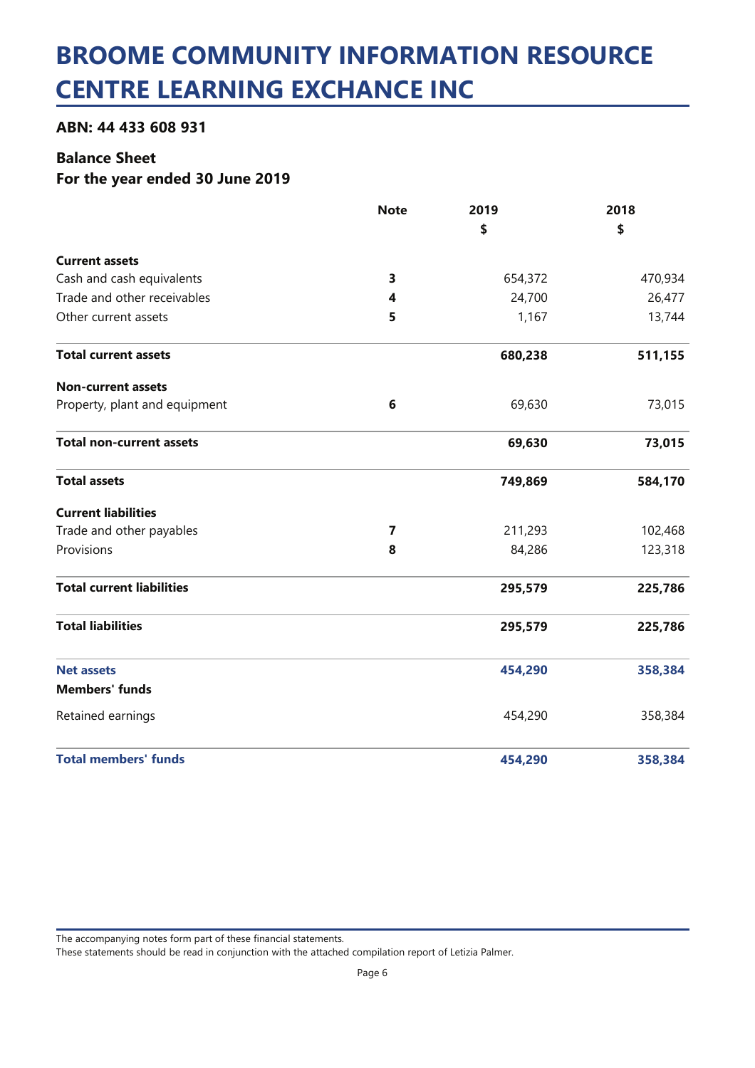# BROOME COMMUNITY INFORMATION RESOURCE CENTRE LEARNING EXCHANCE INC

### ABN: 44 433 608 931

### Balance Sheet
### For the year ended 30 June 2019

| | Note | 2019<br>$ | 2018<br>$ |
|---|---|---|---|
| **Current assets** | | | |
| Cash and cash equivalents | **3** | 654,372 | 470,934 |
| Trade and other receivables | **4** | 24,700 | 26,477 |
| Other current assets | **5** | 1,167 | 13,744 |
| **Total current assets** | | **680,238** | **511,155** |
| **Non-current assets** | | | |
| Property, plant and equipment | **6** | 69,630 | 73,015 |
| **Total non-current assets** | | **69,630** | **73,015** |
| **Total assets** | | **749,869** | **584,170** |
| **Current liabilities** | | | |
| Trade and other payables | **7** | 211,293 | 102,468 |
| Provisions | **8** | 84,286 | 123,318 |
| **Total current liabilities** | | **295,579** | **225,786** |
| **Total liabilities** | | **295,579** | **225,786** |
| **Net assets** | | **454,290** | **358,384** |
| **Members' funds** | | | |
| Retained earnings | | 454,290 | 358,384 |
| **Total members' funds** | | **454,290** | **358,384** |

The accompanying notes form part of these financial statements.
These statements should be read in conjunction with the attached compilation report of Letizia Palmer.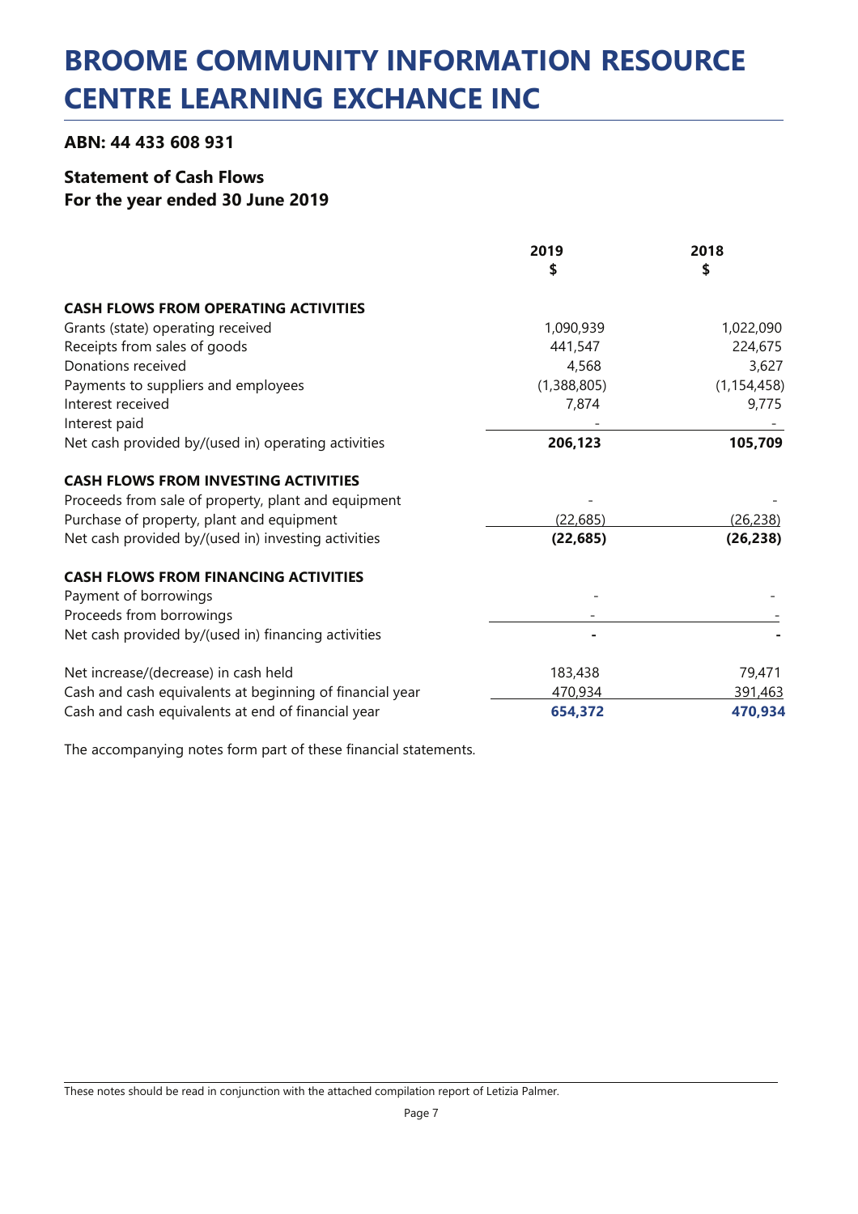# BROOME COMMUNITY INFORMATION RESOURCE CENTRE LEARNING EXCHANCE INC

### ABN: 44 433 608 931

### Statement of Cash Flows
### For the year ended 30 June 2019

| | 2019<br>$ | 2018<br>$ |
|---|---|---|
| **CASH FLOWS FROM OPERATING ACTIVITIES** | | |
| Grants (state) operating received | 1,090,939 | 1,022,090 |
| Receipts from sales of goods | 441,547 | 224,675 |
| Donations received | 4,568 | 3,627 |
| Payments to suppliers and employees | (1,388,805) | (1,154,458) |
| Interest received | 7,874 | 9,775 |
| Interest paid | - | - |
| Net cash provided by/(used in) operating activities | **206,123** | **105,709** |
| **CASH FLOWS FROM INVESTING ACTIVITIES** | | |
| Proceeds from sale of property, plant and equipment | - | - |
| Purchase of property, plant and equipment | (22,685) | (26,238) |
| Net cash provided by/(used in) investing activities | **(22,685)** | **(26,238)** |
| **CASH FLOWS FROM FINANCING ACTIVITIES** | | |
| Payment of borrowings | - | - |
| Proceeds from borrowings | - | - |
| Net cash provided by/(used in) financing activities | **-** | **-** |
| Net increase/(decrease) in cash held | 183,438 | 79,471 |
| Cash and cash equivalents at beginning of financial year | 470,934 | 391,463 |
| Cash and cash equivalents at end of financial year | **654,372** | **470,934** |

The accompanying notes form part of these financial statements.

These notes should be read in conjunction with the attached compilation report of Letizia Palmer.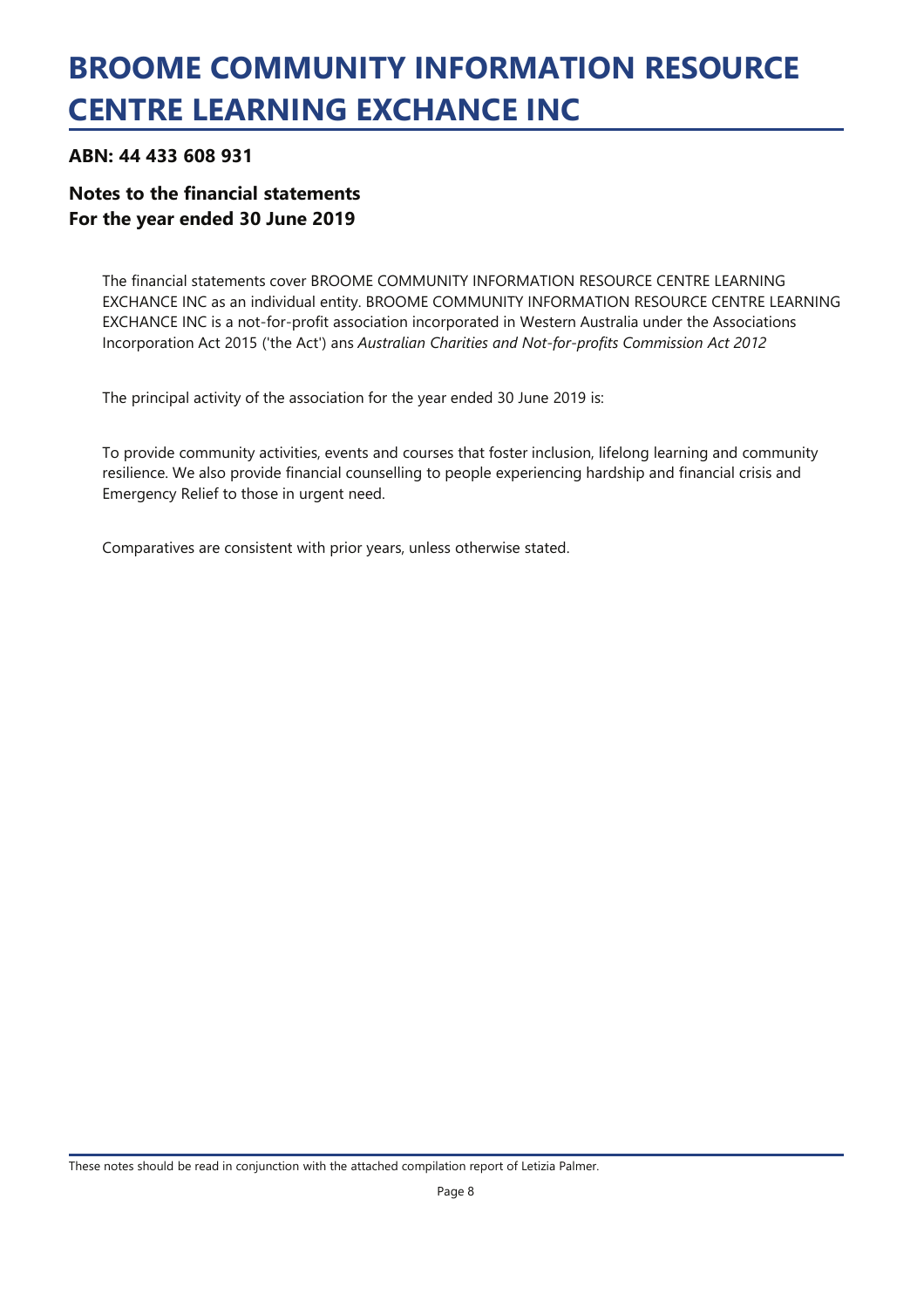# BROOME COMMUNITY INFORMATION RESOURCE CENTRE LEARNING EXCHANCE INC

### ABN: 44 433 608 931

### Notes to the financial statements
### For the year ended 30 June 2019

The financial statements cover BROOME COMMUNITY INFORMATION RESOURCE CENTRE LEARNING EXCHANCE INC as an individual entity. BROOME COMMUNITY INFORMATION RESOURCE CENTRE LEARNING EXCHANCE INC is a not-for-profit association incorporated in Western Australia under the Associations Incorporation Act 2015 ('the Act') ans *Australian Charities and Not-for-profits Commission Act 2012*

The principal activity of the association for the year ended 30 June 2019 is:

To provide community activities, events and courses that foster inclusion, lifelong learning and community resilience. We also provide financial counselling to people experiencing hardship and financial crisis and Emergency Relief to those in urgent need.

Comparatives are consistent with prior years, unless otherwise stated.

These notes should be read in conjunction with the attached compilation report of Letizia Palmer.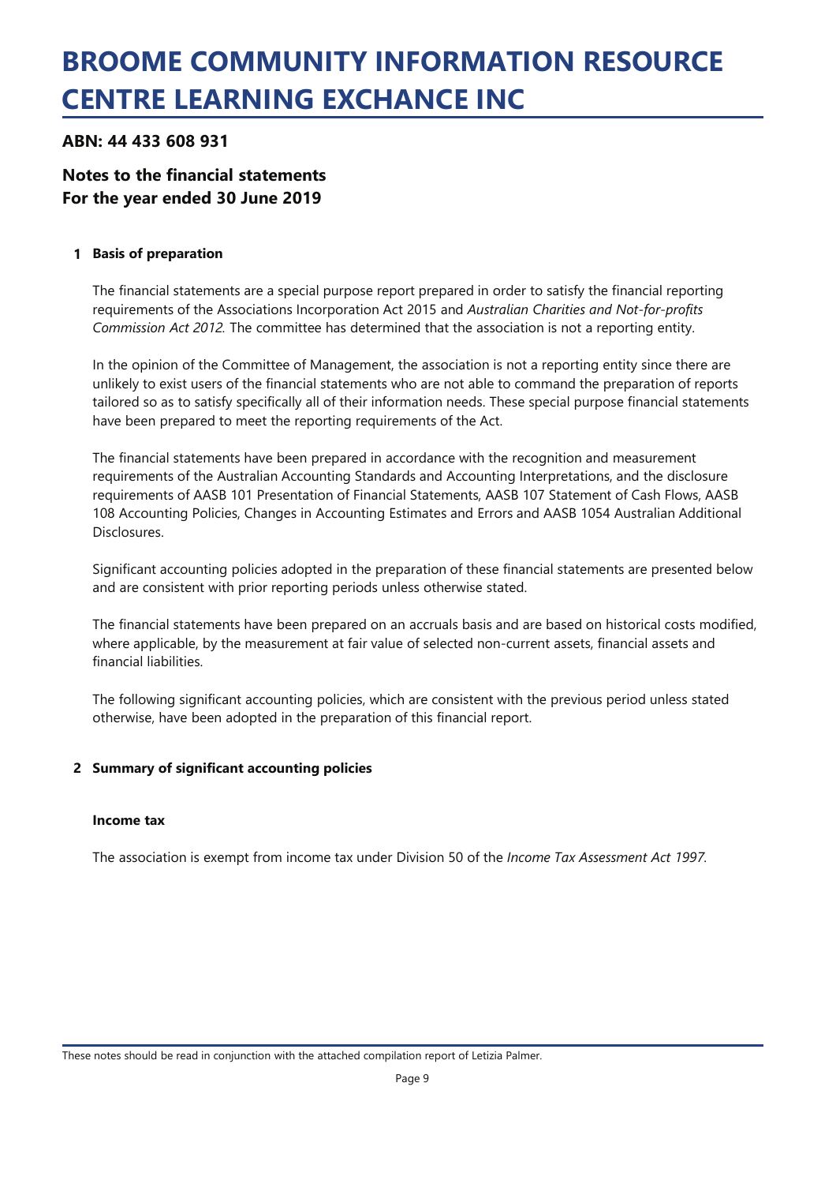# BROOME COMMUNITY INFORMATION RESOURCE CENTRE LEARNING EXCHANCE INC

### ABN: 44 433 608 931

### Notes to the financial statements
### For the year ended 30 June 2019

**1 Basis of preparation**

The financial statements are a special purpose report prepared in order to satisfy the financial reporting requirements of the Associations Incorporation Act 2015 and *Australian Charities and Not-for-profits Commission Act 2012*. The committee has determined that the association is not a reporting entity.

In the opinion of the Committee of Management, the association is not a reporting entity since there are unlikely to exist users of the financial statements who are not able to command the preparation of reports tailored so as to satisfy specifically all of their information needs. These special purpose financial statements have been prepared to meet the reporting requirements of the Act.

The financial statements have been prepared in accordance with the recognition and measurement requirements of the Australian Accounting Standards and Accounting Interpretations, and the disclosure requirements of AASB 101 Presentation of Financial Statements, AASB 107 Statement of Cash Flows, AASB 108 Accounting Policies, Changes in Accounting Estimates and Errors and AASB 1054 Australian Additional Disclosures.

Significant accounting policies adopted in the preparation of these financial statements are presented below and are consistent with prior reporting periods unless otherwise stated.

The financial statements have been prepared on an accruals basis and are based on historical costs modified, where applicable, by the measurement at fair value of selected non-current assets, financial assets and financial liabilities.

The following significant accounting policies, which are consistent with the previous period unless stated otherwise, have been adopted in the preparation of this financial report.

**2 Summary of significant accounting policies**

**Income tax**

The association is exempt from income tax under Division 50 of the *Income Tax Assessment Act 1997*.

These notes should be read in conjunction with the attached compilation report of Letizia Palmer.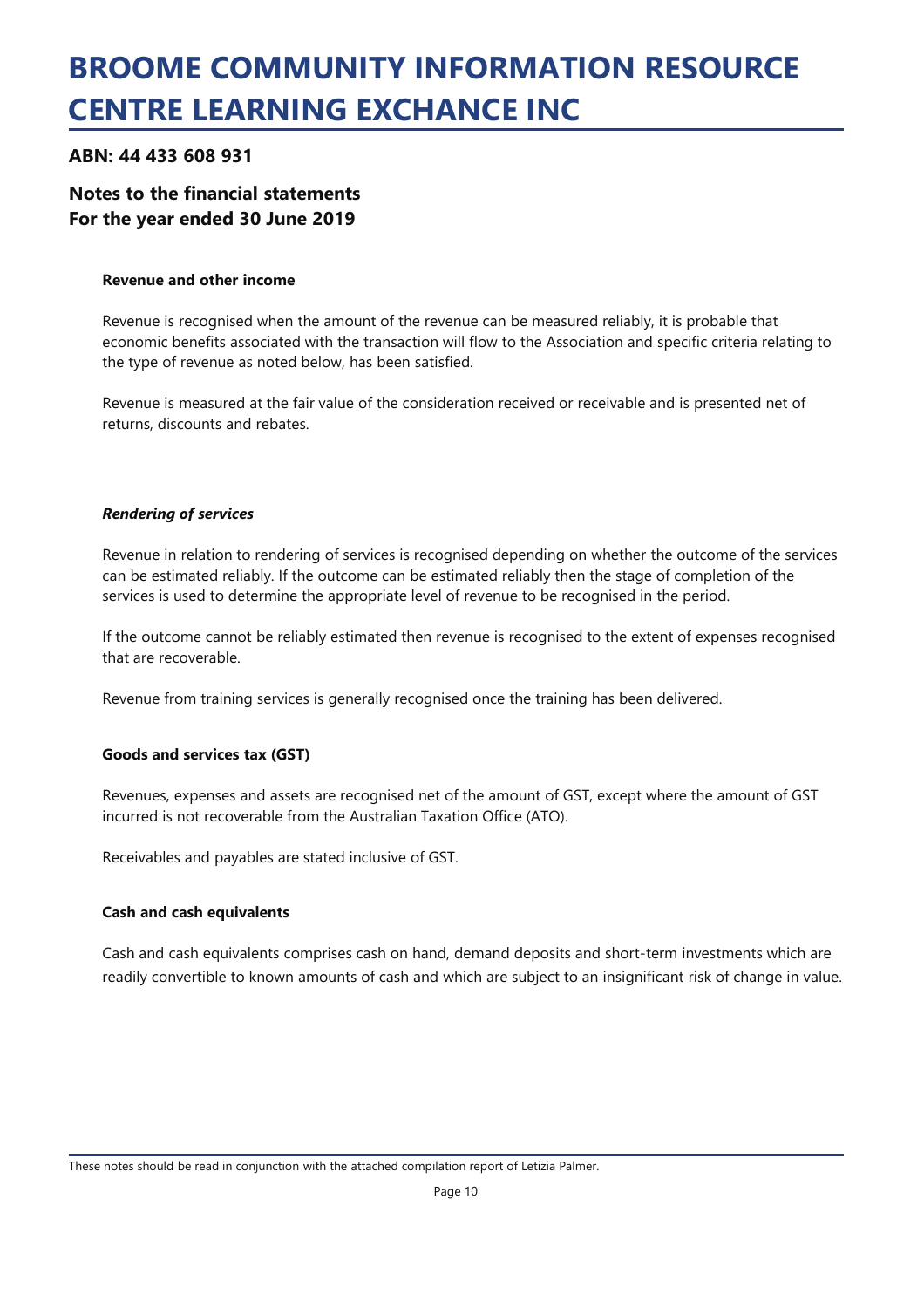# BROOME COMMUNITY INFORMATION RESOURCE CENTRE LEARNING EXCHANCE INC

### ABN: 44 433 608 931

### Notes to the financial statements
### For the year ended 30 June 2019

**Revenue and other income**

Revenue is recognised when the amount of the revenue can be measured reliably, it is probable that economic benefits associated with the transaction will flow to the Association and specific criteria relating to the type of revenue as noted below, has been satisfied.

Revenue is measured at the fair value of the consideration received or receivable and is presented net of returns, discounts and rebates.

***Rendering of services***

Revenue in relation to rendering of services is recognised depending on whether the outcome of the services can be estimated reliably. If the outcome can be estimated reliably then the stage of completion of the services is used to determine the appropriate level of revenue to be recognised in the period.

If the outcome cannot be reliably estimated then revenue is recognised to the extent of expenses recognised that are recoverable.

Revenue from training services is generally recognised once the training has been delivered.

**Goods and services tax (GST)**

Revenues, expenses and assets are recognised net of the amount of GST, except where the amount of GST incurred is not recoverable from the Australian Taxation Office (ATO).

Receivables and payables are stated inclusive of GST.

**Cash and cash equivalents**

Cash and cash equivalents comprises cash on hand, demand deposits and short-term investments which are readily convertible to known amounts of cash and which are subject to an insignificant risk of change in value.

These notes should be read in conjunction with the attached compilation report of Letizia Palmer.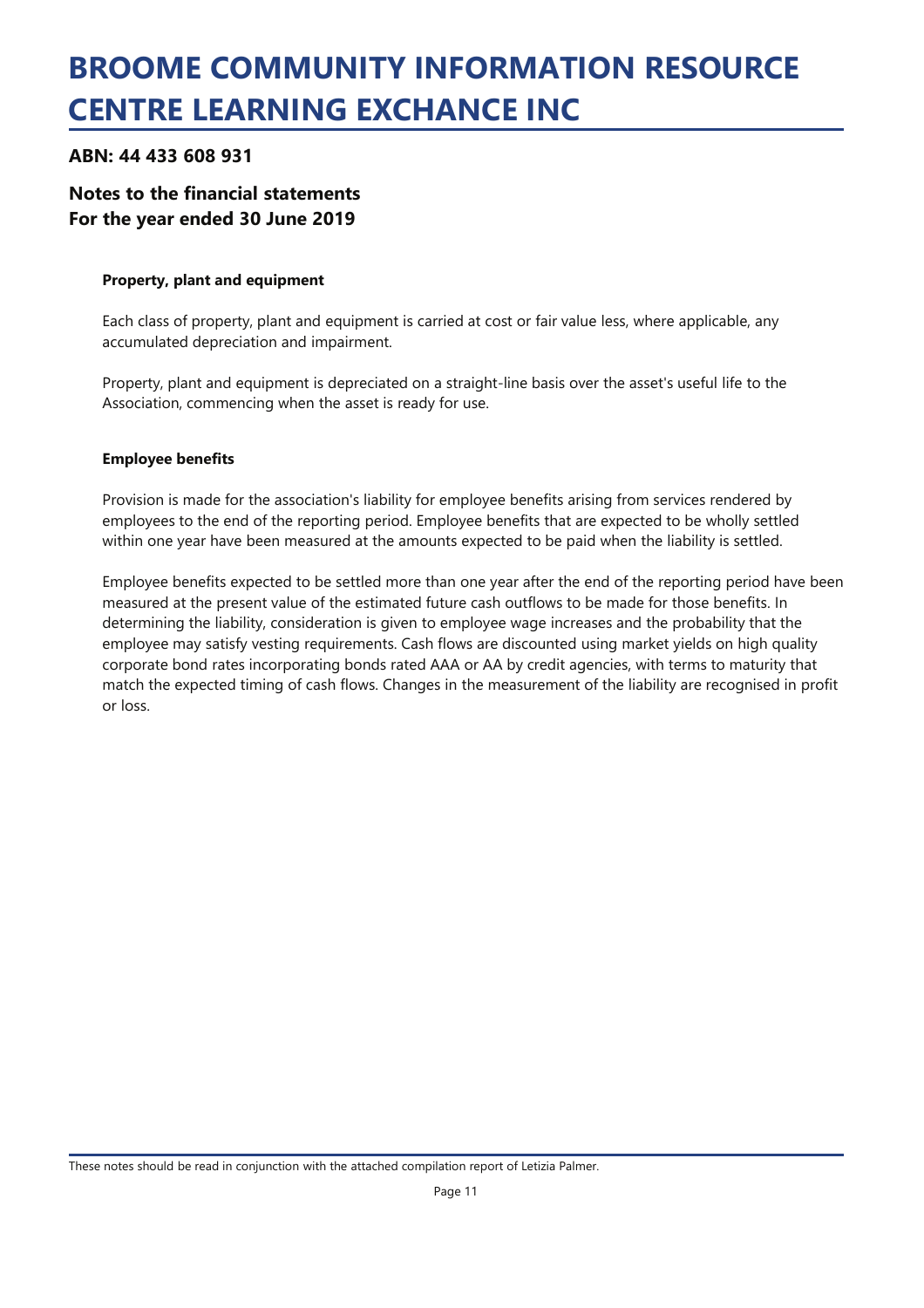# BROOME COMMUNITY INFORMATION RESOURCE CENTRE LEARNING EXCHANCE INC

## ABN: 44 433 608 931

## Notes to the financial statements
## For the year ended 30 June 2019

**Property, plant and equipment**

Each class of property, plant and equipment is carried at cost or fair value less, where applicable, any accumulated depreciation and impairment.

Property, plant and equipment is depreciated on a straight-line basis over the asset's useful life to the Association, commencing when the asset is ready for use.

**Employee benefits**

Provision is made for the association's liability for employee benefits arising from services rendered by employees to the end of the reporting period. Employee benefits that are expected to be wholly settled within one year have been measured at the amounts expected to be paid when the liability is settled.

Employee benefits expected to be settled more than one year after the end of the reporting period have been measured at the present value of the estimated future cash outflows to be made for those benefits. In determining the liability, consideration is given to employee wage increases and the probability that the employee may satisfy vesting requirements. Cash flows are discounted using market yields on high quality corporate bond rates incorporating bonds rated AAA or AA by credit agencies, with terms to maturity that match the expected timing of cash flows. Changes in the measurement of the liability are recognised in profit or loss.

These notes should be read in conjunction with the attached compilation report of Letizia Palmer.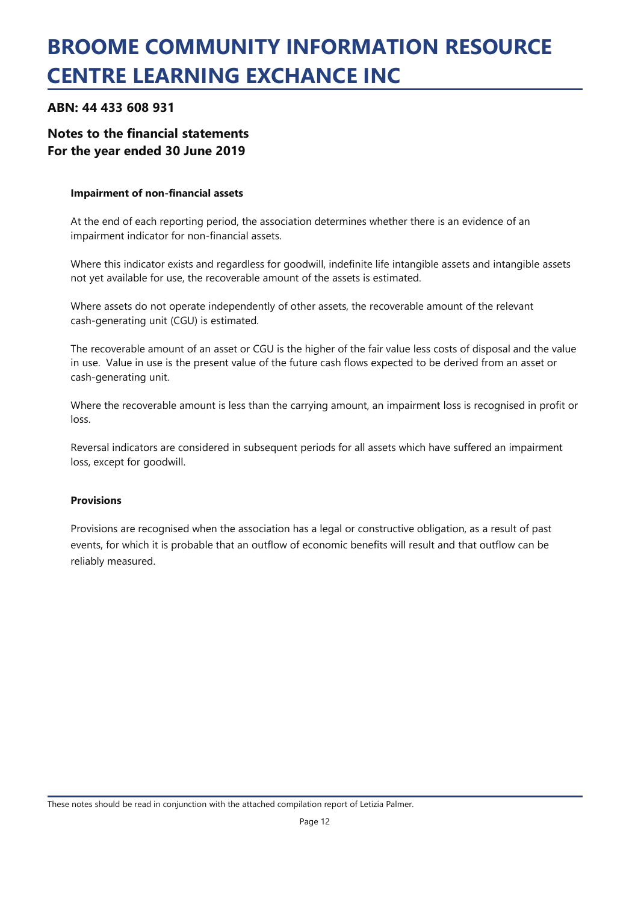# BROOME COMMUNITY INFORMATION RESOURCE CENTRE LEARNING EXCHANCE INC

### ABN: 44 433 608 931

### Notes to the financial statements
### For the year ended 30 June 2019

**Impairment of non-financial assets**

At the end of each reporting period, the association determines whether there is an evidence of an impairment indicator for non-financial assets.

Where this indicator exists and regardless for goodwill, indefinite life intangible assets and intangible assets not yet available for use, the recoverable amount of the assets is estimated.

Where assets do not operate independently of other assets, the recoverable amount of the relevant cash-generating unit (CGU) is estimated.

The recoverable amount of an asset or CGU is the higher of the fair value less costs of disposal and the value in use. Value in use is the present value of the future cash flows expected to be derived from an asset or cash-generating unit.

Where the recoverable amount is less than the carrying amount, an impairment loss is recognised in profit or loss.

Reversal indicators are considered in subsequent periods for all assets which have suffered an impairment loss, except for goodwill.

**Provisions**

Provisions are recognised when the association has a legal or constructive obligation, as a result of past events, for which it is probable that an outflow of economic benefits will result and that outflow can be reliably measured.

These notes should be read in conjunction with the attached compilation report of Letizia Palmer.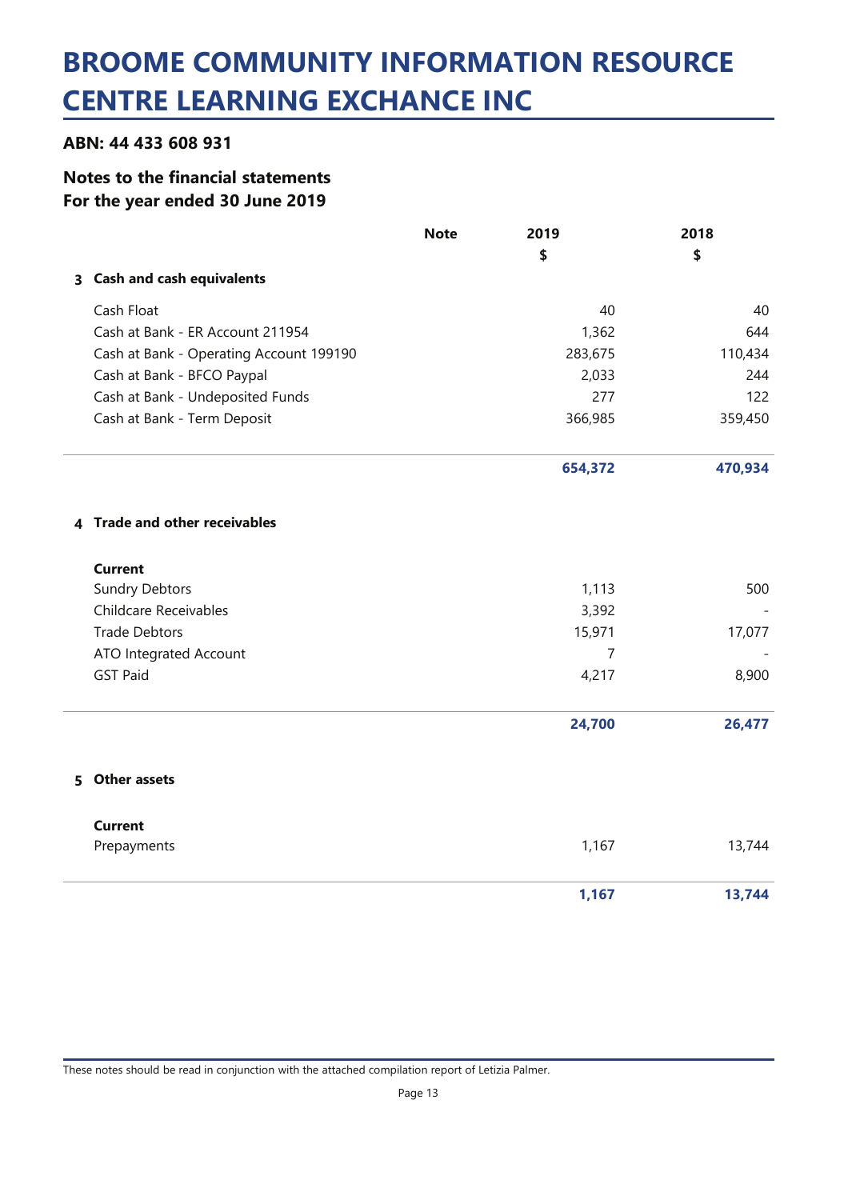# BROOME COMMUNITY INFORMATION RESOURCE CENTRE LEARNING EXCHANCE INC

### ABN: 44 433 608 931

### Notes to the financial statements
### For the year ended 30 June 2019

| | Note | 2019<br>$ | 2018<br>$ |
|---|---|---|---|
| **3 Cash and cash equivalents** | | | |
| Cash Float | | 40 | 40 |
| Cash at Bank - ER Account 211954 | | 1,362 | 644 |
| Cash at Bank - Operating Account 199190 | | 283,675 | 110,434 |
| Cash at Bank - BFCO Paypal | | 2,033 | 244 |
| Cash at Bank - Undeposited Funds | | 277 | 122 |
| Cash at Bank - Term Deposit | | 366,985 | 359,450 |
| | | **654,372** | **470,934** |

| | Note | 2019<br>$ | 2018<br>$ |
|---|---|---|---|
| **4 Trade and other receivables** | | | |
| **Current** | | | |
| Sundry Debtors | | 1,113 | 500 |
| Childcare Receivables | | 3,392 | - |
| Trade Debtors | | 15,971 | 17,077 |
| ATO Integrated Account | | 7 | - |
| GST Paid | | 4,217 | 8,900 |
| | | **24,700** | **26,477** |

| | Note | 2019<br>$ | 2018<br>$ |
|---|---|---|---|
| **5 Other assets** | | | |
| **Current** | | | |
| Prepayments | | 1,167 | 13,744 |
| | | **1,167** | **13,744** |

These notes should be read in conjunction with the attached compilation report of Letizia Palmer.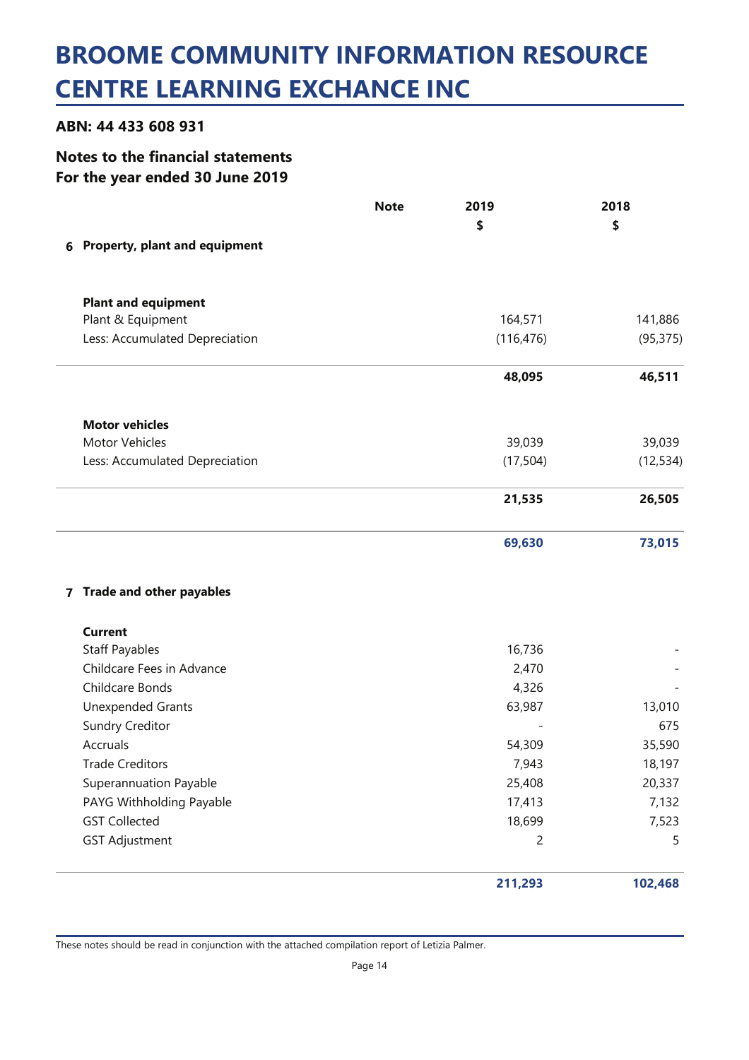# BROOME COMMUNITY INFORMATION RESOURCE CENTRE LEARNING EXCHANCE INC

**ABN: 44 433 608 931**

**Notes to the financial statements**
**For the year ended 30 June 2019**

| | Note | 2019 $ | 2018 $ |
|---|---|---|---|
| **6 Property, plant and equipment** | | | |
| **Plant and equipment** | | | |
| Plant & Equipment | | 164,571 | 141,886 |
| Less: Accumulated Depreciation | | (116,476) | (95,375) |
| | | **48,095** | **46,511** |
| **Motor vehicles** | | | |
| Motor Vehicles | | 39,039 | 39,039 |
| Less: Accumulated Depreciation | | (17,504) | (12,534) |
| | | **21,535** | **26,505** |
| | | **69,630** | **73,015** |

| | Note | 2019 $ | 2018 $ |
|---|---|---|---|
| **7 Trade and other payables** | | | |
| **Current** | | | |
| Staff Payables | | 16,736 | - |
| Childcare Fees in Advance | | 2,470 | - |
| Childcare Bonds | | 4,326 | - |
| Unexpended Grants | | 63,987 | 13,010 |
| Sundry Creditor | | - | 675 |
| Accruals | | 54,309 | 35,590 |
| Trade Creditors | | 7,943 | 18,197 |
| Superannuation Payable | | 25,408 | 20,337 |
| PAYG Withholding Payable | | 17,413 | 7,132 |
| GST Collected | | 18,699 | 7,523 |
| GST Adjustment | | 2 | 5 |
| | | **211,293** | **102,468** |

These notes should be read in conjunction with the attached compilation report of Letizia Palmer.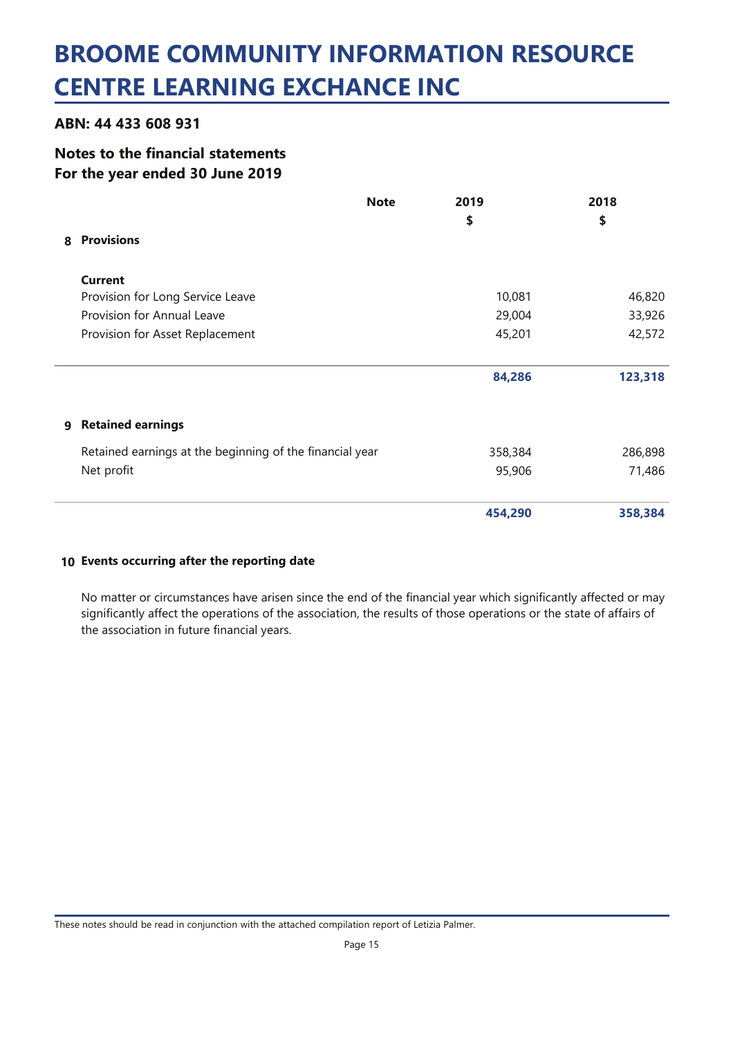# BROOME COMMUNITY INFORMATION RESOURCE CENTRE LEARNING EXCHANCE INC

### ABN: 44 433 608 931

### Notes to the financial statements
### For the year ended 30 June 2019

| | | Note | 2019 | 2018 |
|---|---|---|---|---|
| | | | $ | $ |
| **8** | **Provisions** | | | |
| | **Current** | | | |
| | Provision for Long Service Leave | | 10,081 | 46,820 |
| | Provision for Annual Leave | | 29,004 | 33,926 |
| | Provision for Asset Replacement | | 45,201 | 42,572 |
| | | | **84,286** | **123,318** |
| **9** | **Retained earnings** | | | |
| | Retained earnings at the beginning of the financial year | | 358,384 | 286,898 |
| | Net profit | | 95,906 | 71,486 |
| | | | **454,290** | **358,384** |

**10 Events occurring after the reporting date**

No matter or circumstances have arisen since the end of the financial year which significantly affected or may significantly affect the operations of the association, the results of those operations or the state of affairs of the association in future financial years.

These notes should be read in conjunction with the attached compilation report of Letizia Palmer.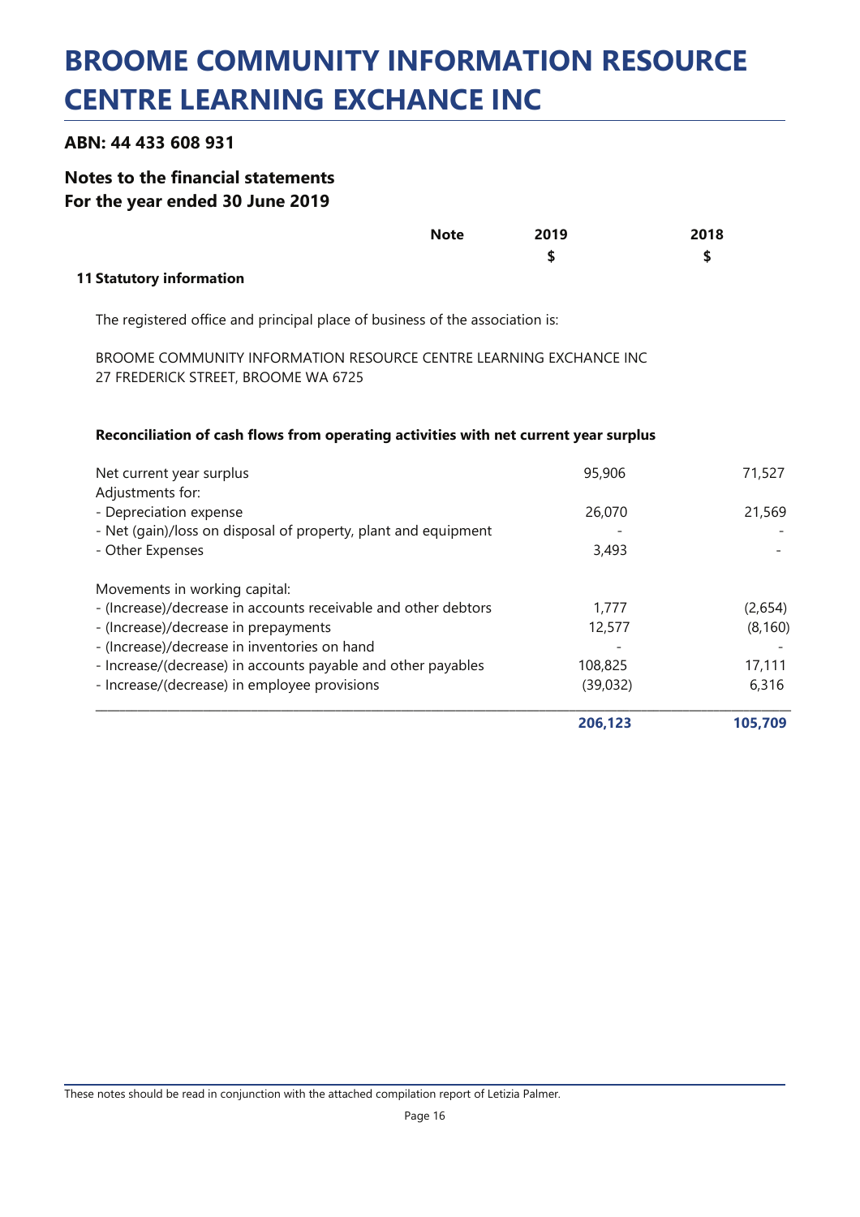# BROOME COMMUNITY INFORMATION RESOURCE CENTRE LEARNING EXCHANCE INC

### ABN: 44 433 608 931

### Notes to the financial statements
### For the year ended 30 June 2019

| | Note | 2019 | 2018 |
|---|---|---|---|
| | | $ | $ |

**11 Statutory information**

The registered office and principal place of business of the association is:

BROOME COMMUNITY INFORMATION RESOURCE CENTRE LEARNING EXCHANCE INC
27 FREDERICK STREET, BROOME WA 6725

**Reconciliation of cash flows from operating activities with net current year surplus**

| | 2019 | 2018 |
|---|---|---|
| Net current year surplus | 95,906 | 71,527 |
| Adjustments for: | | |
| - Depreciation expense | 26,070 | 21,569 |
| - Net (gain)/loss on disposal of property, plant and equipment | - | - |
| - Other Expenses | 3,493 | - |
| | | |
| Movements in working capital: | | |
| - (Increase)/decrease in accounts receivable and other debtors | 1,777 | (2,654) |
| - (Increase)/decrease in prepayments | 12,577 | (8,160) |
| - (Increase)/decrease in inventories on hand | - | - |
| - Increase/(decrease) in accounts payable and other payables | 108,825 | 17,111 |
| - Increase/(decrease) in employee provisions | (39,032) | 6,316 |
| | **206,123** | **105,709** |

These notes should be read in conjunction with the attached compilation report of Letizia Palmer.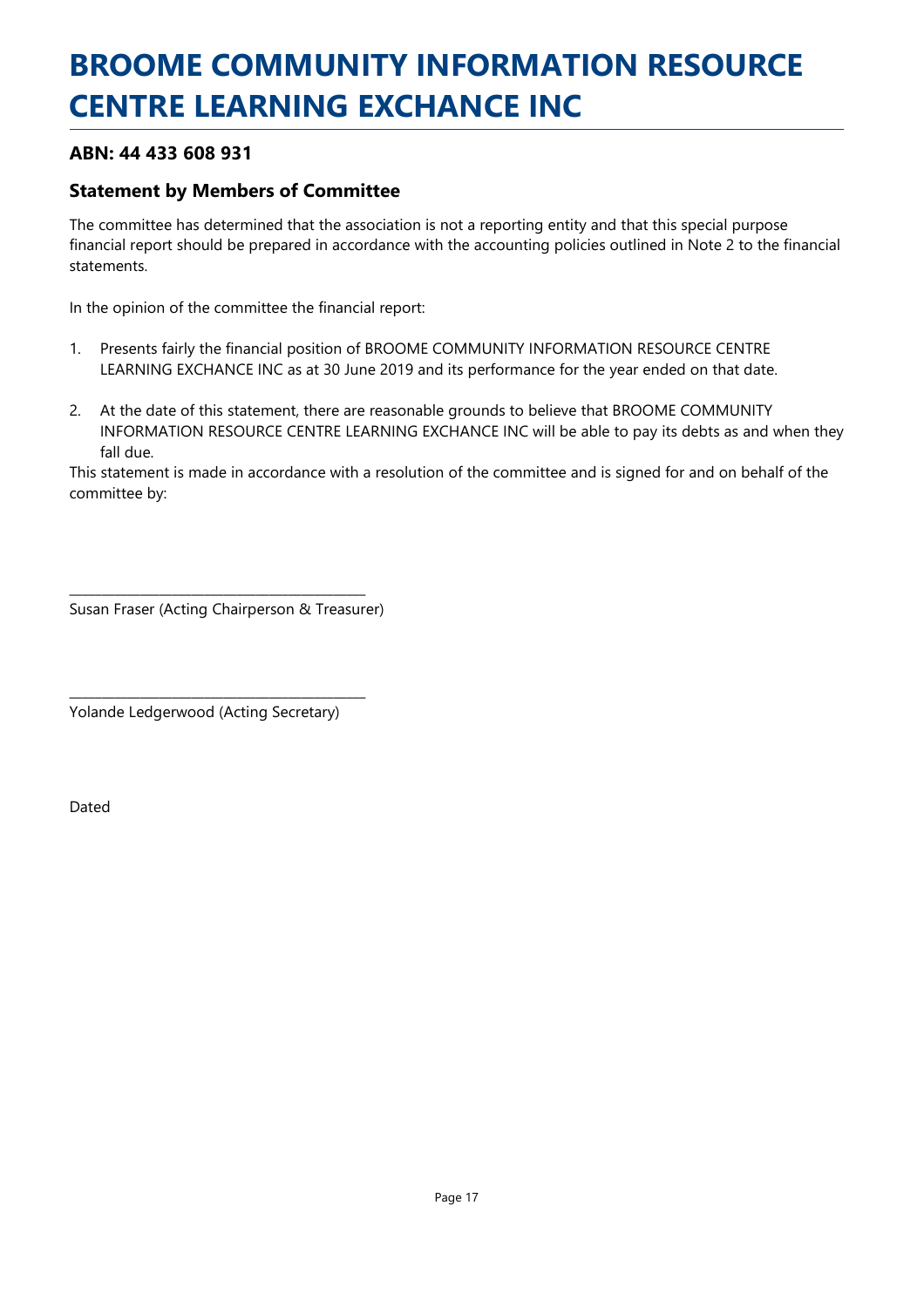# BROOME COMMUNITY INFORMATION RESOURCE CENTRE LEARNING EXCHANCE INC

### ABN: 44 433 608 931

### Statement by Members of Committee

The committee has determined that the association is not a reporting entity and that this special purpose financial report should be prepared in accordance with the accounting policies outlined in Note 2 to the financial statements.

In the opinion of the committee the financial report:

1. Presents fairly the financial position of BROOME COMMUNITY INFORMATION RESOURCE CENTRE LEARNING EXCHANCE INC as at 30 June 2019 and its performance for the year ended on that date.

2. At the date of this statement, there are reasonable grounds to believe that BROOME COMMUNITY INFORMATION RESOURCE CENTRE LEARNING EXCHANCE INC will be able to pay its debts as and when they fall due.

This statement is made in accordance with a resolution of the committee and is signed for and on behalf of the committee by:

\_\_\_\_\_\_\_\_\_\_\_\_\_\_\_\_\_\_\_\_\_\_\_\_\_\_\_\_\_\_\_\_\_\_\_\_\_\_\_\_

Susan Fraser (Acting Chairperson & Treasurer)

\_\_\_\_\_\_\_\_\_\_\_\_\_\_\_\_\_\_\_\_\_\_\_\_\_\_\_\_\_\_\_\_\_\_\_\_\_\_\_\_

Yolande Ledgerwood (Acting Secretary)

Dated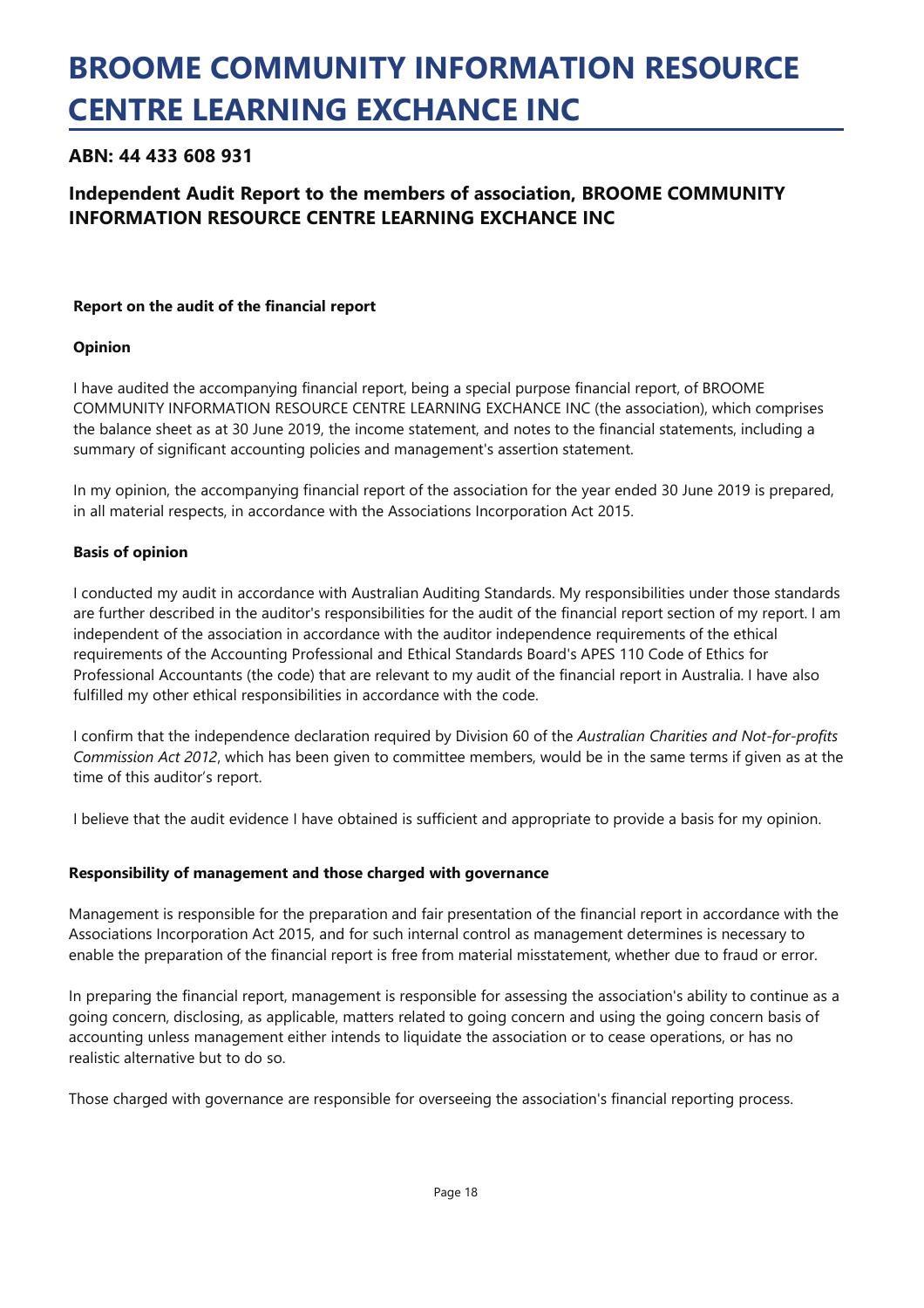# BROOME COMMUNITY INFORMATION RESOURCE CENTRE LEARNING EXCHANCE INC

## ABN: 44 433 608 931

## Independent Audit Report to the members of association, BROOME COMMUNITY INFORMATION RESOURCE CENTRE LEARNING EXCHANCE INC

**Report on the audit of the financial report**

**Opinion**

I have audited the accompanying financial report, being a special purpose financial report, of BROOME COMMUNITY INFORMATION RESOURCE CENTRE LEARNING EXCHANCE INC (the association), which comprises the balance sheet as at 30 June 2019, the income statement, and notes to the financial statements, including a summary of significant accounting policies and management's assertion statement.

In my opinion, the accompanying financial report of the association for the year ended 30 June 2019 is prepared, in all material respects, in accordance with the Associations Incorporation Act 2015.

**Basis of opinion**

I conducted my audit in accordance with Australian Auditing Standards. My responsibilities under those standards are further described in the auditor's responsibilities for the audit of the financial report section of my report. I am independent of the association in accordance with the auditor independence requirements of the ethical requirements of the Accounting Professional and Ethical Standards Board's APES 110 Code of Ethics for Professional Accountants (the code) that are relevant to my audit of the financial report in Australia. I have also fulfilled my other ethical responsibilities in accordance with the code.

I confirm that the independence declaration required by Division 60 of the *Australian Charities and Not-for-profits Commission Act 2012*, which has been given to committee members, would be in the same terms if given as at the time of this auditor's report.

I believe that the audit evidence I have obtained is sufficient and appropriate to provide a basis for my opinion.

**Responsibility of management and those charged with governance**

Management is responsible for the preparation and fair presentation of the financial report in accordance with the Associations Incorporation Act 2015, and for such internal control as management determines is necessary to enable the preparation of the financial report is free from material misstatement, whether due to fraud or error.

In preparing the financial report, management is responsible for assessing the association's ability to continue as a going concern, disclosing, as applicable, matters related to going concern and using the going concern basis of accounting unless management either intends to liquidate the association or to cease operations, or has no realistic alternative but to do so.

Those charged with governance are responsible for overseeing the association's financial reporting process.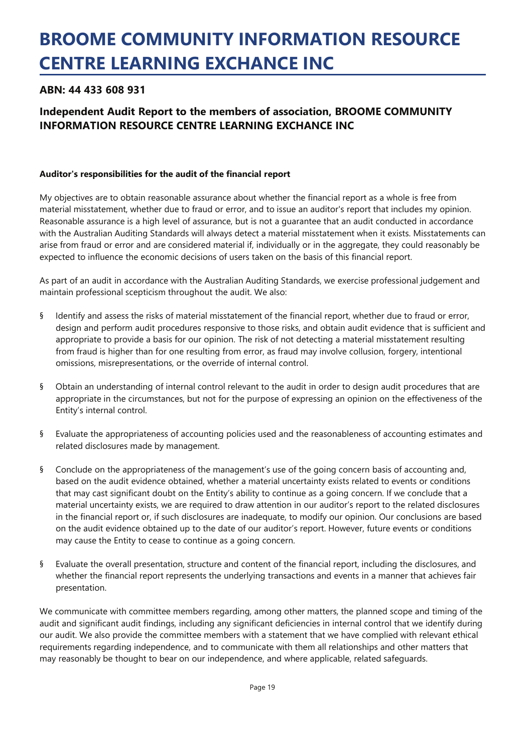# BROOME COMMUNITY INFORMATION RESOURCE CENTRE LEARNING EXCHANCE INC

## ABN: 44 433 608 931

## Independent Audit Report to the members of association, BROOME COMMUNITY INFORMATION RESOURCE CENTRE LEARNING EXCHANCE INC

**Auditor's responsibilities for the audit of the financial report**

My objectives are to obtain reasonable assurance about whether the financial report as a whole is free from material misstatement, whether due to fraud or error, and to issue an auditor's report that includes my opinion. Reasonable assurance is a high level of assurance, but is not a guarantee that an audit conducted in accordance with the Australian Auditing Standards will always detect a material misstatement when it exists. Misstatements can arise from fraud or error and are considered material if, individually or in the aggregate, they could reasonably be expected to influence the economic decisions of users taken on the basis of this financial report.

As part of an audit in accordance with the Australian Auditing Standards, we exercise professional judgement and maintain professional scepticism throughout the audit. We also:

- Identify and assess the risks of material misstatement of the financial report, whether due to fraud or error, design and perform audit procedures responsive to those risks, and obtain audit evidence that is sufficient and appropriate to provide a basis for our opinion. The risk of not detecting a material misstatement resulting from fraud is higher than for one resulting from error, as fraud may involve collusion, forgery, intentional omissions, misrepresentations, or the override of internal control.

- Obtain an understanding of internal control relevant to the audit in order to design audit procedures that are appropriate in the circumstances, but not for the purpose of expressing an opinion on the effectiveness of the Entity's internal control.

- Evaluate the appropriateness of accounting policies used and the reasonableness of accounting estimates and related disclosures made by management.

- Conclude on the appropriateness of the management's use of the going concern basis of accounting and, based on the audit evidence obtained, whether a material uncertainty exists related to events or conditions that may cast significant doubt on the Entity's ability to continue as a going concern. If we conclude that a material uncertainty exists, we are required to draw attention in our auditor's report to the related disclosures in the financial report or, if such disclosures are inadequate, to modify our opinion. Our conclusions are based on the audit evidence obtained up to the date of our auditor's report. However, future events or conditions may cause the Entity to cease to continue as a going concern.

- Evaluate the overall presentation, structure and content of the financial report, including the disclosures, and whether the financial report represents the underlying transactions and events in a manner that achieves fair presentation.

We communicate with committee members regarding, among other matters, the planned scope and timing of the audit and significant audit findings, including any significant deficiencies in internal control that we identify during our audit. We also provide the committee members with a statement that we have complied with relevant ethical requirements regarding independence, and to communicate with them all relationships and other matters that may reasonably be thought to bear on our independence, and where applicable, related safeguards.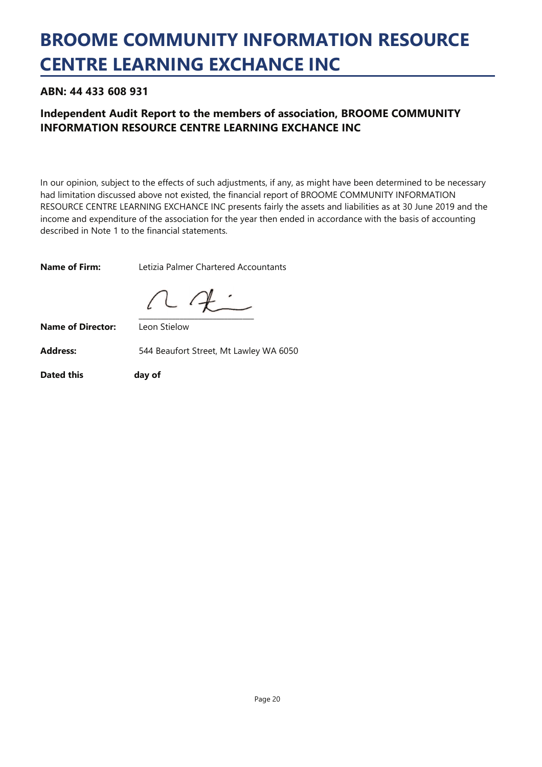# BROOME COMMUNITY INFORMATION RESOURCE CENTRE LEARNING EXCHANCE INC

### ABN: 44 433 608 931

### Independent Audit Report to the members of association, BROOME COMMUNITY INFORMATION RESOURCE CENTRE LEARNING EXCHANCE INC

In our opinion, subject to the effects of such adjustments, if any, as might have been determined to be necessary had limitation discussed above not existed, the financial report of BROOME COMMUNITY INFORMATION RESOURCE CENTRE LEARNING EXCHANCE INC presents fairly the assets and liabilities as at 30 June 2019 and the income and expenditure of the association for the year then ended in accordance with the basis of accounting described in Note 1 to the financial statements.

**Name of Firm:** Letizia Palmer Chartered Accountants

**Name of Director:** Leon Stielow

**Address:** 544 Beaufort Street, Mt Lawley WA 6050

**Dated this** **day of**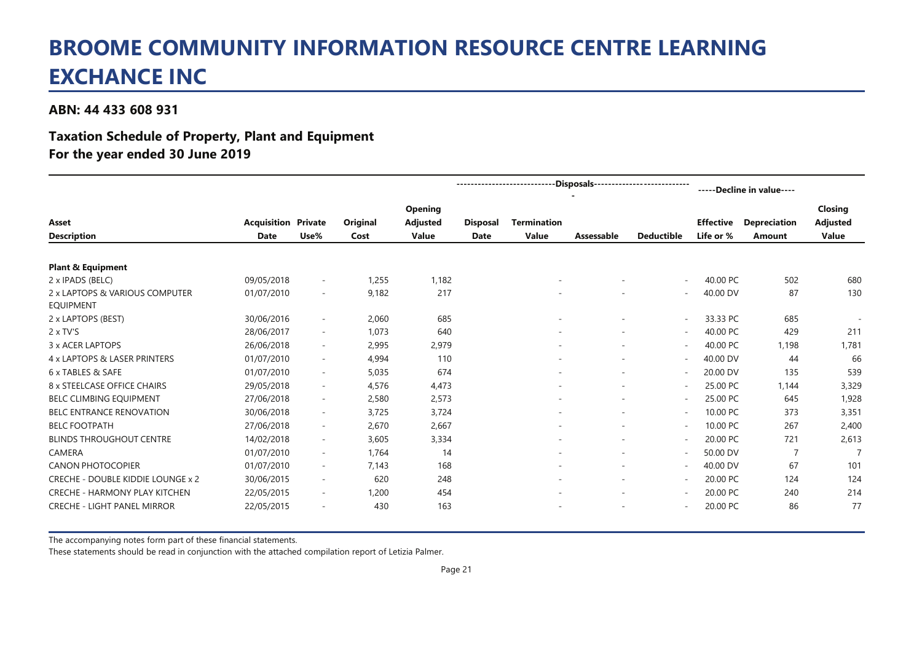# BROOME COMMUNITY INFORMATION RESOURCE CENTRE LEARNING EXCHANCE INC

### ABN: 44 433 608 931

## Taxation Schedule of Property, Plant and Equipment
## For the year ended 30 June 2019

| | | | | | Disposals | | | | Decline in value | | |
|---|---|---|---|---|---|---|---|---|---|---|---|
| **Asset Description** | **Acquisition Date** | **Private Use%** | **Original Cost** | **Opening Adjusted Value** | **Disposal Date** | **Termination Value** | **Assessable** | **Deductible** | **Effective Life or %** | **Depreciation Amount** | **Closing Adjusted Value** |
| **Plant & Equipment** | | | | | | | | | | | |
| 2 x IPADS (BELC) | 09/05/2018 | - | 1,255 | 1,182 | | - | - | - | 40.00 PC | 502 | 680 |
| 2 x LAPTOPS & VARIOUS COMPUTER EQUIPMENT | 01/07/2010 | - | 9,182 | 217 | | - | - | - | 40.00 DV | 87 | 130 |
| 2 x LAPTOPS (BEST) | 30/06/2016 | - | 2,060 | 685 | | - | - | - | 33.33 PC | 685 | - |
| 2 x TV'S | 28/06/2017 | - | 1,073 | 640 | | - | - | - | 40.00 PC | 429 | 211 |
| 3 x ACER LAPTOPS | 26/06/2018 | - | 2,995 | 2,979 | | - | - | - | 40.00 PC | 1,198 | 1,781 |
| 4 x LAPTOPS & LASER PRINTERS | 01/07/2010 | - | 4,994 | 110 | | - | - | - | 40.00 DV | 44 | 66 |
| 6 x TABLES & SAFE | 01/07/2010 | - | 5,035 | 674 | | - | - | - | 20.00 DV | 135 | 539 |
| 8 x STEELCASE OFFICE CHAIRS | 29/05/2018 | - | 4,576 | 4,473 | | - | - | - | 25.00 PC | 1,144 | 3,329 |
| BELC CLIMBING EQUIPMENT | 27/06/2018 | - | 2,580 | 2,573 | | - | - | - | 25.00 PC | 645 | 1,928 |
| BELC ENTRANCE RENOVATION | 30/06/2018 | - | 3,725 | 3,724 | | - | - | - | 10.00 PC | 373 | 3,351 |
| BELC FOOTPATH | 27/06/2018 | - | 2,670 | 2,667 | | - | - | - | 10.00 PC | 267 | 2,400 |
| BLINDS THROUGHOUT CENTRE | 14/02/2018 | - | 3,605 | 3,334 | | - | - | - | 20.00 PC | 721 | 2,613 |
| CAMERA | 01/07/2010 | - | 1,764 | 14 | | - | - | - | 50.00 DV | 7 | 7 |
| CANON PHOTOCOPIER | 01/07/2010 | - | 7,143 | 168 | | - | - | - | 40.00 DV | 67 | 101 |
| CRECHE - DOUBLE KIDDIE LOUNGE x 2 | 30/06/2015 | - | 620 | 248 | | - | - | - | 20.00 PC | 124 | 124 |
| CRECHE - HARMONY PLAY KITCHEN | 22/05/2015 | - | 1,200 | 454 | | - | - | - | 20.00 PC | 240 | 214 |
| CRECHE - LIGHT PANEL MIRROR | 22/05/2015 | - | 430 | 163 | | - | - | - | 20.00 PC | 86 | 77 |

The accompanying notes form part of these financial statements.

These statements should be read in conjunction with the attached compilation report of Letizia Palmer.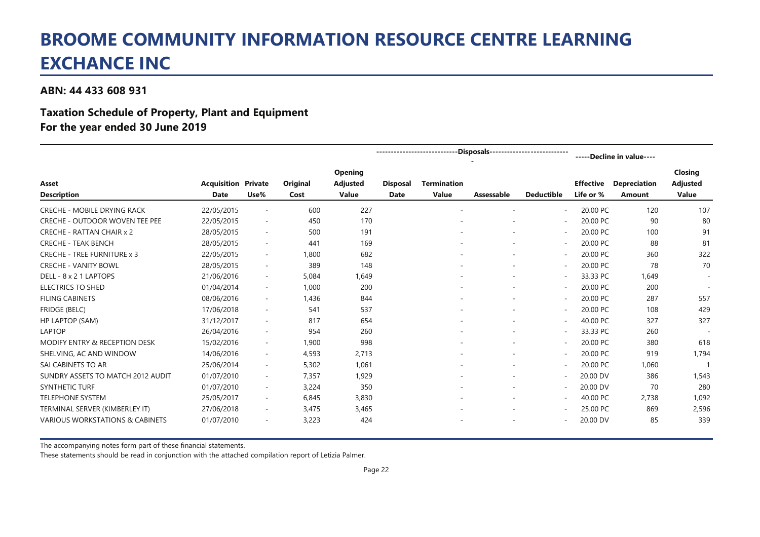# BROOME COMMUNITY INFORMATION RESOURCE CENTRE LEARNING EXCHANCE INC

### ABN: 44 433 608 931

### Taxation Schedule of Property, Plant and Equipment
### For the year ended 30 June 2019

| Asset Description | Acquisition Date | Private Use% | Original Cost | Opening Adjusted Value | Disposals: Disposal Date | Disposals: Termination Value | Disposals: Assessable | Disposals: Deductible | Decline in value: Effective Life or % | Decline in value: Depreciation Amount | Closing Adjusted Value |
|---|---|---|---|---|---|---|---|---|---|---|---|
| CRECHE - MOBILE DRYING RACK | 22/05/2015 | - | 600 | 227 | | - | - | - | 20.00 PC | 120 | 107 |
| CRECHE - OUTDOOR WOVEN TEE PEE | 22/05/2015 | - | 450 | 170 | | - | - | - | 20.00 PC | 90 | 80 |
| CRECHE - RATTAN CHAIR x 2 | 28/05/2015 | - | 500 | 191 | | - | - | - | 20.00 PC | 100 | 91 |
| CRECHE - TEAK BENCH | 28/05/2015 | - | 441 | 169 | | - | - | - | 20.00 PC | 88 | 81 |
| CRECHE - TREE FURNITURE x 3 | 22/05/2015 | - | 1,800 | 682 | | - | - | - | 20.00 PC | 360 | 322 |
| CRECHE - VANITY BOWL | 28/05/2015 | - | 389 | 148 | | - | - | - | 20.00 PC | 78 | 70 |
| DELL - 8 x 2 1 LAPTOPS | 21/06/2016 | - | 5,084 | 1,649 | | - | - | - | 33.33 PC | 1,649 | - |
| ELECTRICS TO SHED | 01/04/2014 | - | 1,000 | 200 | | - | - | - | 20.00 PC | 200 | - |
| FILING CABINETS | 08/06/2016 | - | 1,436 | 844 | | - | - | - | 20.00 PC | 287 | 557 |
| FRIDGE (BELC) | 17/06/2018 | - | 541 | 537 | | - | - | - | 20.00 PC | 108 | 429 |
| HP LAPTOP (SAM) | 31/12/2017 | - | 817 | 654 | | - | - | - | 40.00 PC | 327 | 327 |
| LAPTOP | 26/04/2016 | - | 954 | 260 | | - | - | - | 33.33 PC | 260 | - |
| MODIFY ENTRY & RECEPTION DESK | 15/02/2016 | - | 1,900 | 998 | | - | - | - | 20.00 PC | 380 | 618 |
| SHELVING, AC AND WINDOW | 14/06/2016 | - | 4,593 | 2,713 | | - | - | - | 20.00 PC | 919 | 1,794 |
| SAI CABINETS TO AR | 25/06/2014 | - | 5,302 | 1,061 | | - | - | - | 20.00 PC | 1,060 | 1 |
| SUNDRY ASSETS TO MATCH 2012 AUDIT | 01/07/2010 | - | 7,357 | 1,929 | | - | - | - | 20.00 DV | 386 | 1,543 |
| SYNTHETIC TURF | 01/07/2010 | - | 3,224 | 350 | | - | - | - | 20.00 DV | 70 | 280 |
| TELEPHONE SYSTEM | 25/05/2017 | - | 6,845 | 3,830 | | - | - | - | 40.00 PC | 2,738 | 1,092 |
| TERMINAL SERVER (KIMBERLEY IT) | 27/06/2018 | - | 3,475 | 3,465 | | - | - | - | 25.00 PC | 869 | 2,596 |
| VARIOUS WORKSTATIONS & CABINETS | 01/07/2010 | - | 3,223 | 424 | | - | - | - | 20.00 DV | 85 | 339 |

The accompanying notes form part of these financial statements.

These statements should be read in conjunction with the attached compilation report of Letizia Palmer.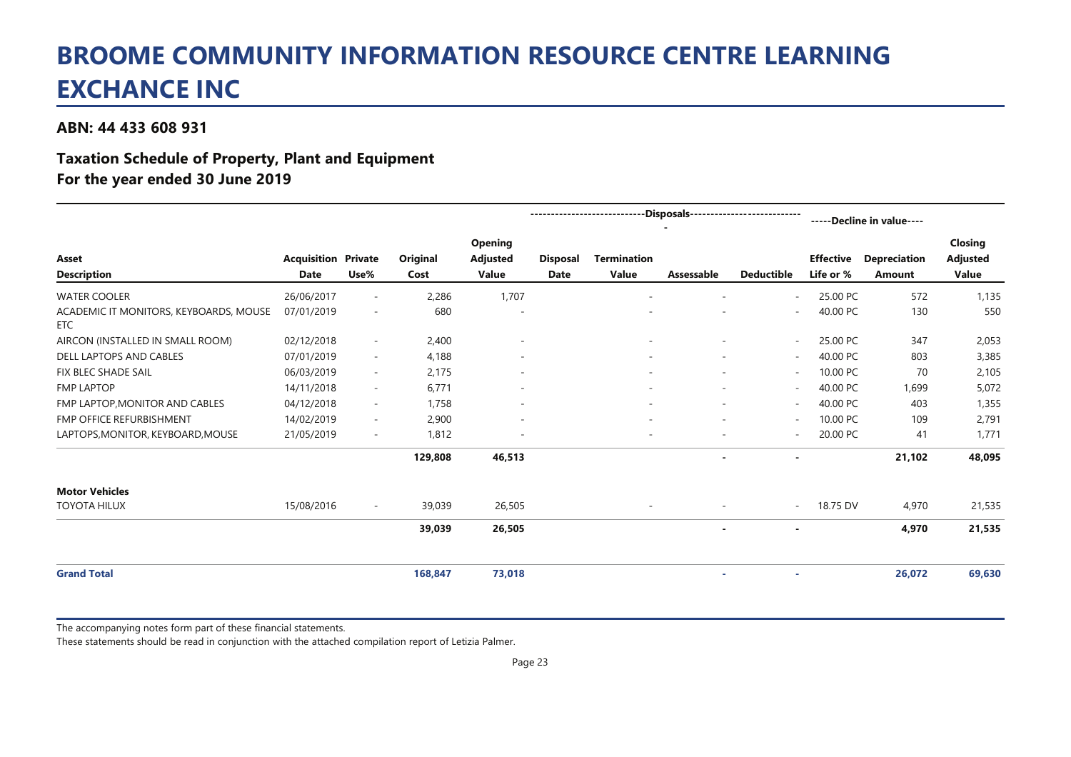# BROOME COMMUNITY INFORMATION RESOURCE CENTRE LEARNING EXCHANCE INC

## ABN: 44 433 608 931

## Taxation Schedule of Property, Plant and Equipment
## For the year ended 30 June 2019

| Asset Description | Acquisition Date | Private Use% | Original Cost | Opening Adjusted Value | Disposals: Disposal Date | Disposals: Termination Value | Disposals: Assessable | Disposals: Deductible | Decline in value: Effective Life or % | Decline in value: Depreciation Amount | Closing Adjusted Value |
|---|---|---|---|---|---|---|---|---|---|---|---|
| WATER COOLER | 26/06/2017 | - | 2,286 | 1,707 | | - | - | - | 25.00 PC | 572 | 1,135 |
| ACADEMIC IT MONITORS, KEYBOARDS, MOUSE ETC | 07/01/2019 | - | 680 | - | | - | - | - | 40.00 PC | 130 | 550 |
| AIRCON (INSTALLED IN SMALL ROOM) | 02/12/2018 | - | 2,400 | - | | - | - | - | 25.00 PC | 347 | 2,053 |
| DELL LAPTOPS AND CABLES | 07/01/2019 | - | 4,188 | - | | - | - | - | 40.00 PC | 803 | 3,385 |
| FIX BLEC SHADE SAIL | 06/03/2019 | - | 2,175 | - | | - | - | - | 10.00 PC | 70 | 2,105 |
| FMP LAPTOP | 14/11/2018 | - | 6,771 | - | | - | - | - | 40.00 PC | 1,699 | 5,072 |
| FMP LAPTOP,MONITOR AND CABLES | 04/12/2018 | - | 1,758 | - | | - | - | - | 40.00 PC | 403 | 1,355 |
| FMP OFFICE REFURBISHMENT | 14/02/2019 | - | 2,900 | - | | - | - | - | 10.00 PC | 109 | 2,791 |
| LAPTOPS,MONITOR, KEYBOARD,MOUSE | 21/05/2019 | - | 1,812 | - | | - | - | - | 20.00 PC | 41 | 1,771 |
| | | | **129,808** | **46,513** | | | **-** | **-** | | **21,102** | **48,095** |
| **Motor Vehicles** | | | | | | | | | | | |
| TOYOTA HILUX | 15/08/2016 | - | 39,039 | 26,505 | | - | - | - | 18.75 DV | 4,970 | 21,535 |
| | | | **39,039** | **26,505** | | | **-** | **-** | | **4,970** | **21,535** |
| **Grand Total** | | | **168,847** | **73,018** | | | **-** | **-** | | **26,072** | **69,630** |

The accompanying notes form part of these financial statements.

These statements should be read in conjunction with the attached compilation report of Letizia Palmer.